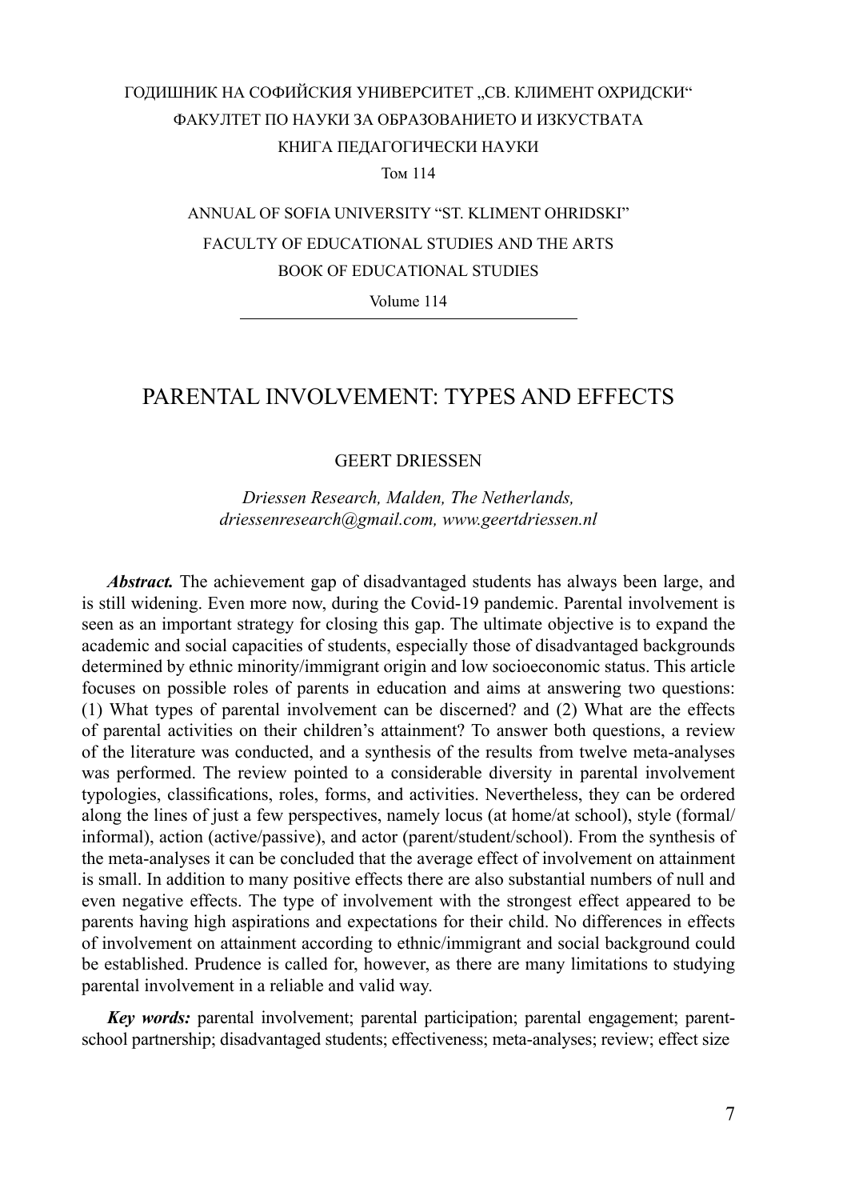ГОДИШНИК НА СОФИЙСКИЯ УНИВЕРСИТЕТ „СВ. КЛИМЕНТ ОХРИДСКИ"

ФАКУЛТЕТ ПО НАУКИ ЗА ОБРАЗОВАНИЕТО И ИЗКУСТВАТА

КНИГА ПЕДАГОГИЧЕСКИ НАУКИ

Том 114

ANNUAL OF SOFIA UNIVERSITY "ST. KLIMENT OHRIDSKI"

FACULTY OF EDUCATIONAL STUDIES AND THE ARTS

BOOK OF EDUCATIONAL STUDIES

Volume 114

# PARENTAL INVOLVEMENT: TYPES AND EFFECTS

GEERT DRIESSEN

*Driessen Research, Malden, The Netherlands, driessenresearch@gmail.com, www.geertdriessen.nl*

***Abstract.*** The achievement gap of disadvantaged students has always been large, and is still widening. Even more now, during the Covid-19 pandemic. Parental involvement is seen as an important strategy for closing this gap. The ultimate objective is to expand the academic and social capacities of students, especially those of disadvantaged backgrounds determined by ethnic minority/immigrant origin and low socioeconomic status. This article focuses on possible roles of parents in education and aims at answering two questions: (1) What types of parental involvement can be discerned? and (2) What are the effects of parental activities on their children's attainment? To answer both questions, a review of the literature was conducted, and a synthesis of the results from twelve meta-analyses was performed. The review pointed to a considerable diversity in parental involvement typologies, classifications, roles, forms, and activities. Nevertheless, they can be ordered along the lines of just a few perspectives, namely locus (at home/at school), style (formal/informal), action (active/passive), and actor (parent/student/school). From the synthesis of the meta-analyses it can be concluded that the average effect of involvement on attainment is small. In addition to many positive effects there are also substantial numbers of null and even negative effects. The type of involvement with the strongest effect appeared to be parents having high aspirations and expectations for their child. No differences in effects of involvement on attainment according to ethnic/immigrant and social background could be established. Prudence is called for, however, as there are many limitations to studying parental involvement in a reliable and valid way.

***Key words:*** parental involvement; parental participation; parental engagement; parent-school partnership; disadvantaged students; effectiveness; meta-analyses; review; effect size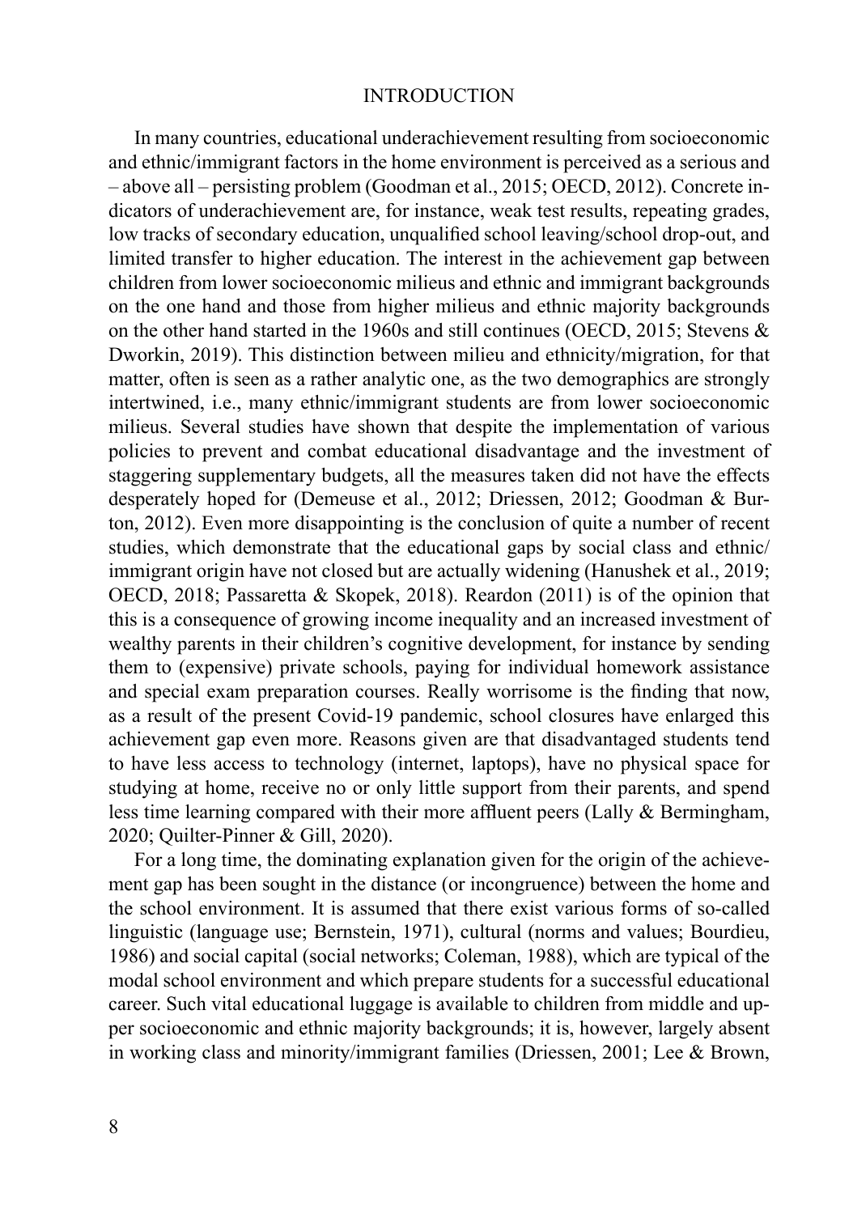# INTRODUCTION

In many countries, educational underachievement resulting from socioeconomic and ethnic/immigrant factors in the home environment is perceived as a serious and – above all – persisting problem (Goodman et al., 2015; OECD, 2012). Concrete indicators of underachievement are, for instance, weak test results, repeating grades, low tracks of secondary education, unqualified school leaving/school drop-out, and limited transfer to higher education. The interest in the achievement gap between children from lower socioeconomic milieus and ethnic and immigrant backgrounds on the one hand and those from higher milieus and ethnic majority backgrounds on the other hand started in the 1960s and still continues (OECD, 2015; Stevens & Dworkin, 2019). This distinction between milieu and ethnicity/migration, for that matter, often is seen as a rather analytic one, as the two demographics are strongly intertwined, i.e., many ethnic/immigrant students are from lower socioeconomic milieus. Several studies have shown that despite the implementation of various policies to prevent and combat educational disadvantage and the investment of staggering supplementary budgets, all the measures taken did not have the effects desperately hoped for (Demeuse et al., 2012; Driessen, 2012; Goodman & Burton, 2012). Even more disappointing is the conclusion of quite a number of recent studies, which demonstrate that the educational gaps by social class and ethnic/immigrant origin have not closed but are actually widening (Hanushek et al., 2019; OECD, 2018; Passaretta & Skopek, 2018). Reardon (2011) is of the opinion that this is a consequence of growing income inequality and an increased investment of wealthy parents in their children's cognitive development, for instance by sending them to (expensive) private schools, paying for individual homework assistance and special exam preparation courses. Really worrisome is the finding that now, as a result of the present Covid-19 pandemic, school closures have enlarged this achievement gap even more. Reasons given are that disadvantaged students tend to have less access to technology (internet, laptops), have no physical space for studying at home, receive no or only little support from their parents, and spend less time learning compared with their more affluent peers (Lally & Bermingham, 2020; Quilter-Pinner & Gill, 2020).

For a long time, the dominating explanation given for the origin of the achievement gap has been sought in the distance (or incongruence) between the home and the school environment. It is assumed that there exist various forms of so-called linguistic (language use; Bernstein, 1971), cultural (norms and values; Bourdieu, 1986) and social capital (social networks; Coleman, 1988), which are typical of the modal school environment and which prepare students for a successful educational career. Such vital educational luggage is available to children from middle and upper socioeconomic and ethnic majority backgrounds; it is, however, largely absent in working class and minority/immigrant families (Driessen, 2001; Lee & Brown,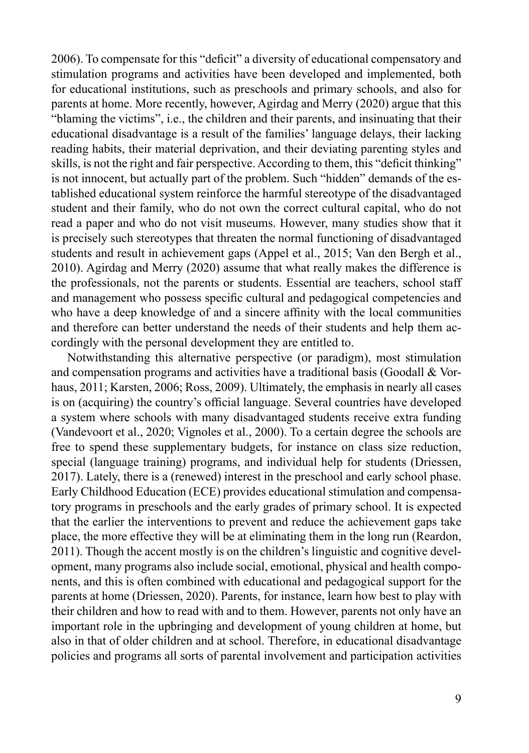2006). To compensate for this "deficit" a diversity of educational compensatory and stimulation programs and activities have been developed and implemented, both for educational institutions, such as preschools and primary schools, and also for parents at home. More recently, however, Agirdag and Merry (2020) argue that this "blaming the victims", i.e., the children and their parents, and insinuating that their educational disadvantage is a result of the families' language delays, their lacking reading habits, their material deprivation, and their deviating parenting styles and skills, is not the right and fair perspective. According to them, this "deficit thinking" is not innocent, but actually part of the problem. Such "hidden" demands of the established educational system reinforce the harmful stereotype of the disadvantaged student and their family, who do not own the correct cultural capital, who do not read a paper and who do not visit museums. However, many studies show that it is precisely such stereotypes that threaten the normal functioning of disadvantaged students and result in achievement gaps (Appel et al., 2015; Van den Bergh et al., 2010). Agirdag and Merry (2020) assume that what really makes the difference is the professionals, not the parents or students. Essential are teachers, school staff and management who possess specific cultural and pedagogical competencies and who have a deep knowledge of and a sincere affinity with the local communities and therefore can better understand the needs of their students and help them accordingly with the personal development they are entitled to.

Notwithstanding this alternative perspective (or paradigm), most stimulation and compensation programs and activities have a traditional basis (Goodall & Vorhaus, 2011; Karsten, 2006; Ross, 2009). Ultimately, the emphasis in nearly all cases is on (acquiring) the country's official language. Several countries have developed a system where schools with many disadvantaged students receive extra funding (Vandevoort et al., 2020; Vignoles et al., 2000). To a certain degree the schools are free to spend these supplementary budgets, for instance on class size reduction, special (language training) programs, and individual help for students (Driessen, 2017). Lately, there is a (renewed) interest in the preschool and early school phase. Early Childhood Education (ECE) provides educational stimulation and compensatory programs in preschools and the early grades of primary school. It is expected that the earlier the interventions to prevent and reduce the achievement gaps take place, the more effective they will be at eliminating them in the long run (Reardon, 2011). Though the accent mostly is on the children's linguistic and cognitive development, many programs also include social, emotional, physical and health components, and this is often combined with educational and pedagogical support for the parents at home (Driessen, 2020). Parents, for instance, learn how best to play with their children and how to read with and to them. However, parents not only have an important role in the upbringing and development of young children at home, but also in that of older children and at school. Therefore, in educational disadvantage policies and programs all sorts of parental involvement and participation activities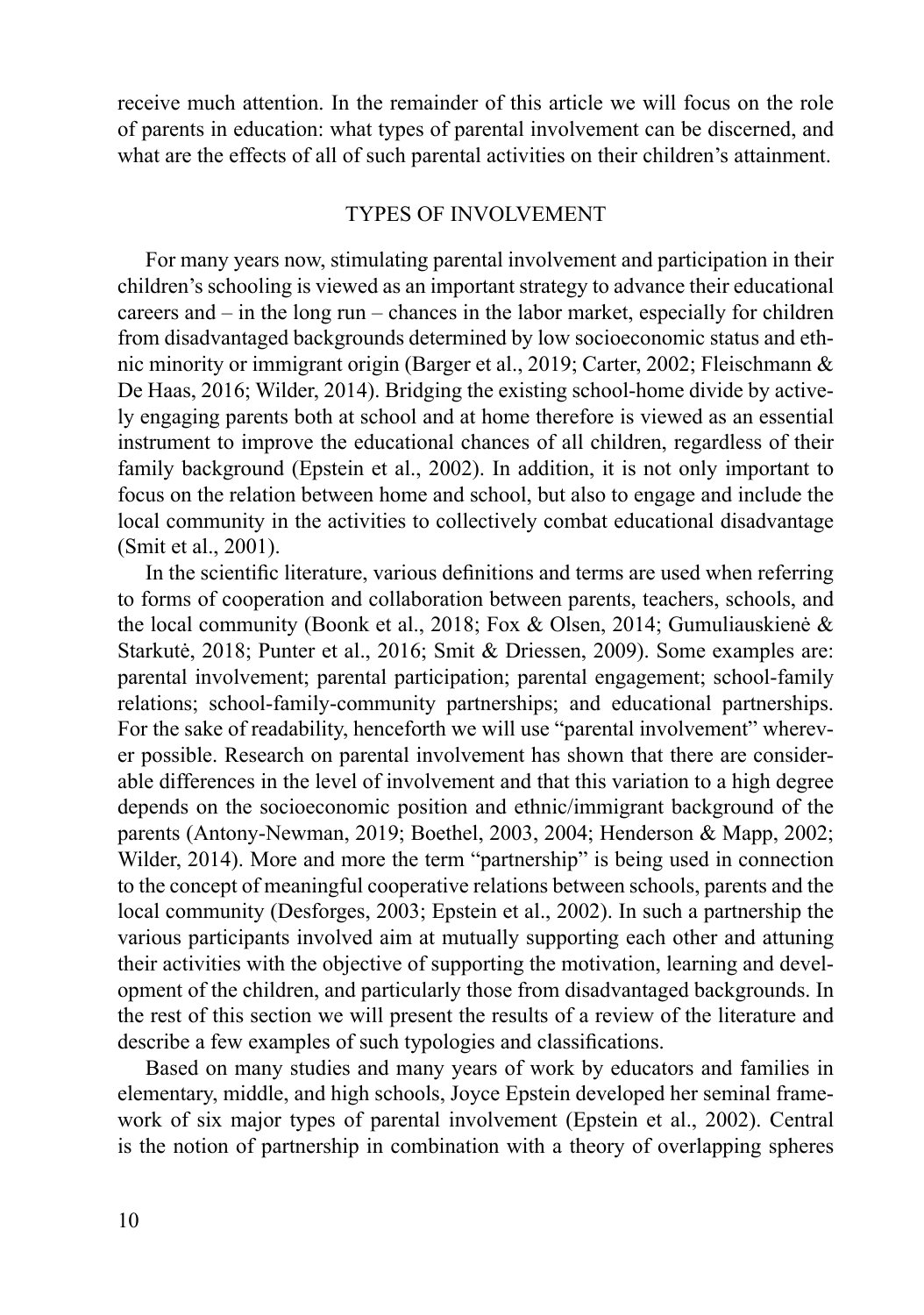receive much attention. In the remainder of this article we will focus on the role of parents in education: what types of parental involvement can be discerned, and what are the effects of all of such parental activities on their children's attainment.

## TYPES OF INVOLVEMENT

For many years now, stimulating parental involvement and participation in their children's schooling is viewed as an important strategy to advance their educational careers and – in the long run – chances in the labor market, especially for children from disadvantaged backgrounds determined by low socioeconomic status and ethnic minority or immigrant origin (Barger et al., 2019; Carter, 2002; Fleischmann & De Haas, 2016; Wilder, 2014). Bridging the existing school-home divide by actively engaging parents both at school and at home therefore is viewed as an essential instrument to improve the educational chances of all children, regardless of their family background (Epstein et al., 2002). In addition, it is not only important to focus on the relation between home and school, but also to engage and include the local community in the activities to collectively combat educational disadvantage (Smit et al., 2001).

In the scientific literature, various definitions and terms are used when referring to forms of cooperation and collaboration between parents, teachers, schools, and the local community (Boonk et al., 2018; Fox & Olsen, 2014; Gumuliauskienė & Starkutė, 2018; Punter et al., 2016; Smit & Driessen, 2009). Some examples are: parental involvement; parental participation; parental engagement; school-family relations; school-family-community partnerships; and educational partnerships. For the sake of readability, henceforth we will use "parental involvement" wherever possible. Research on parental involvement has shown that there are considerable differences in the level of involvement and that this variation to a high degree depends on the socioeconomic position and ethnic/immigrant background of the parents (Antony-Newman, 2019; Boethel, 2003, 2004; Henderson & Mapp, 2002; Wilder, 2014). More and more the term "partnership" is being used in connection to the concept of meaningful cooperative relations between schools, parents and the local community (Desforges, 2003; Epstein et al., 2002). In such a partnership the various participants involved aim at mutually supporting each other and attuning their activities with the objective of supporting the motivation, learning and development of the children, and particularly those from disadvantaged backgrounds. In the rest of this section we will present the results of a review of the literature and describe a few examples of such typologies and classifications.

Based on many studies and many years of work by educators and families in elementary, middle, and high schools, Joyce Epstein developed her seminal framework of six major types of parental involvement (Epstein et al., 2002). Central is the notion of partnership in combination with a theory of overlapping spheres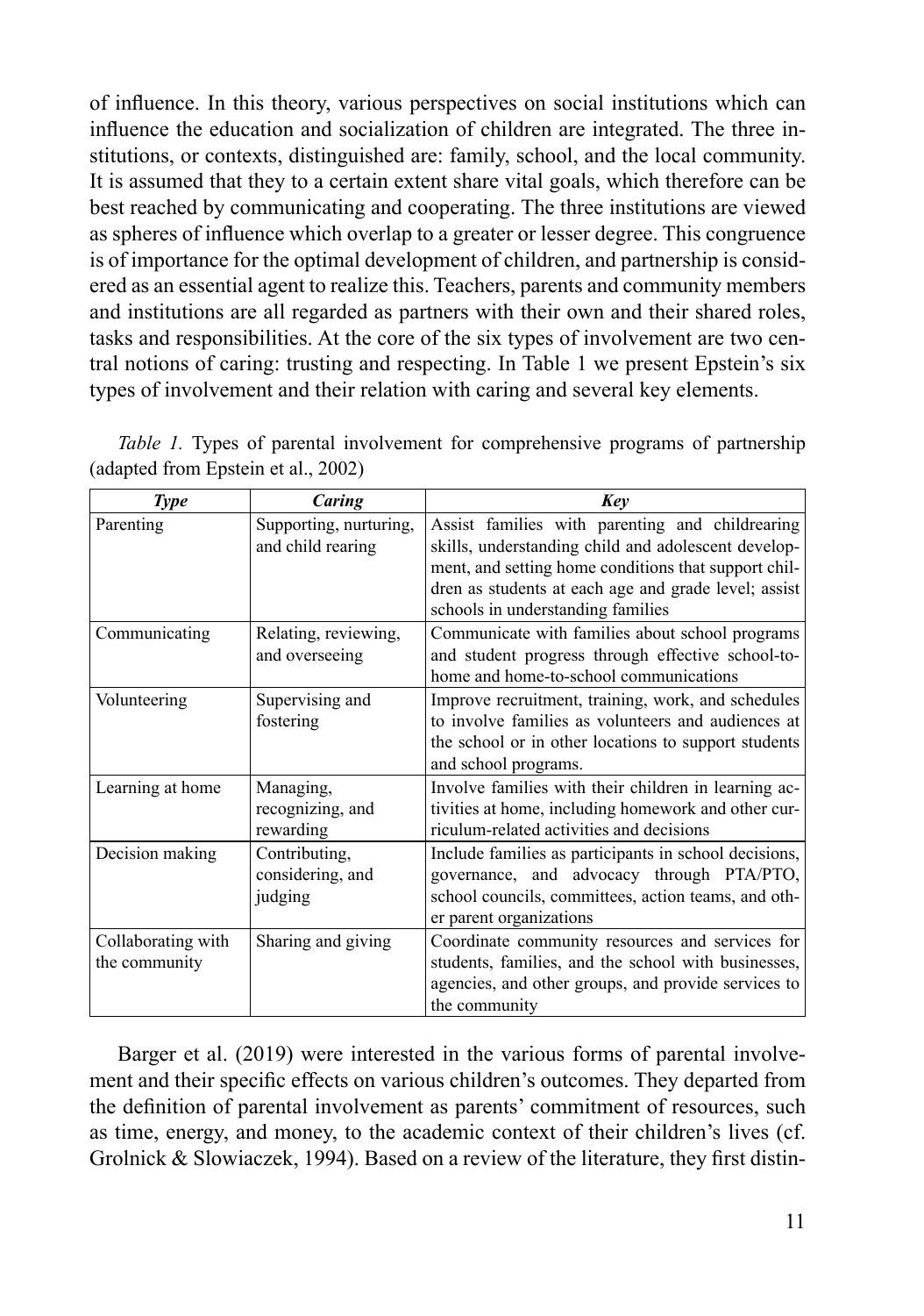of influence. In this theory, various perspectives on social institutions which can influence the education and socialization of children are integrated. The three institutions, or contexts, distinguished are: family, school, and the local community. It is assumed that they to a certain extent share vital goals, which therefore can be best reached by communicating and cooperating. The three institutions are viewed as spheres of influence which overlap to a greater or lesser degree. This congruence is of importance for the optimal development of children, and partnership is considered as an essential agent to realize this. Teachers, parents and community members and institutions are all regarded as partners with their own and their shared roles, tasks and responsibilities. At the core of the six types of involvement are two central notions of caring: trusting and respecting. In Table 1 we present Epstein's six types of involvement and their relation with caring and several key elements.

*Table 1.* Types of parental involvement for comprehensive programs of partnership (adapted from Epstein et al., 2002)

| ***Type*** | ***Caring*** | ***Key*** |
|---|---|---|
| Parenting | Supporting, nurturing, and child rearing | Assist families with parenting and childrearing skills, understanding child and adolescent development, and setting home conditions that support children as students at each age and grade level; assist schools in understanding families |
| Communicating | Relating, reviewing, and overseeing | Communicate with families about school programs and student progress through effective school-to-home and home-to-school communications |
| Volunteering | Supervising and fostering | Improve recruitment, training, work, and schedules to involve families as volunteers and audiences at the school or in other locations to support students and school programs. |
| Learning at home | Managing, recognizing, and rewarding | Involve families with their children in learning activities at home, including homework and other curriculum-related activities and decisions |
| Decision making | Contributing, considering, and judging | Include families as participants in school decisions, governance, and advocacy through PTA/PTO, school councils, committees, action teams, and other parent organizations |
| Collaborating with the community | Sharing and giving | Coordinate community resources and services for students, families, and the school with businesses, agencies, and other groups, and provide services to the community |

Barger et al. (2019) were interested in the various forms of parental involvement and their specific effects on various children's outcomes. They departed from the definition of parental involvement as parents' commitment of resources, such as time, energy, and money, to the academic context of their children's lives (cf. Grolnick & Slowiaczek, 1994). Based on a review of the literature, they first distin-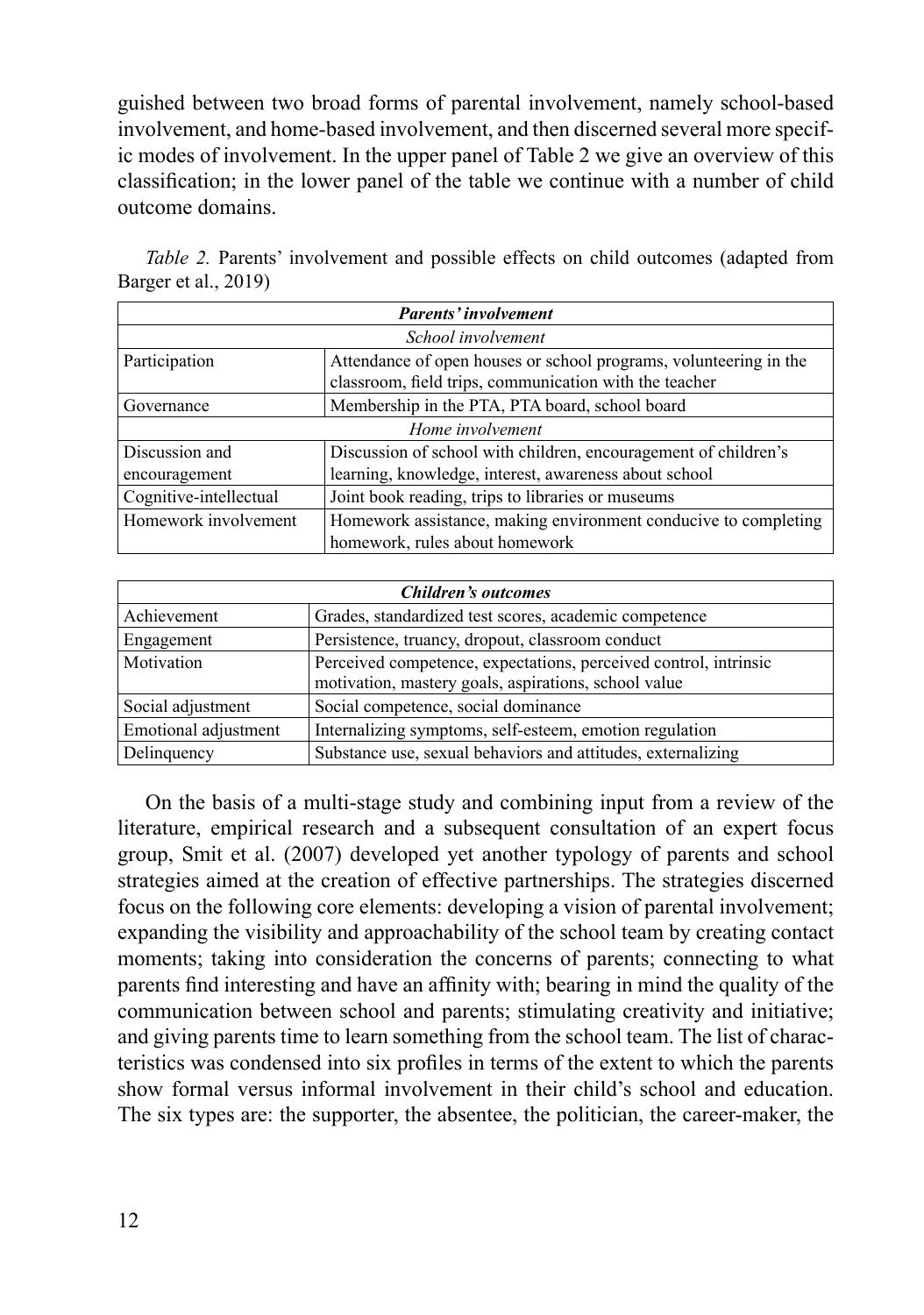guished between two broad forms of parental involvement, namely school-based involvement, and home-based involvement, and then discerned several more specific modes of involvement. In the upper panel of Table 2 we give an overview of this classification; in the lower panel of the table we continue with a number of child outcome domains.

*Table 2.* Parents' involvement and possible effects on child outcomes (adapted from Barger et al., 2019)

| ***Parents' involvement*** | |
|---|---|
| *School involvement* | |
| Participation | Attendance of open houses or school programs, volunteering in the classroom, field trips, communication with the teacher |
| Governance | Membership in the PTA, PTA board, school board |
| *Home involvement* | |
| Discussion and encouragement | Discussion of school with children, encouragement of children's learning, knowledge, interest, awareness about school |
| Cognitive-intellectual | Joint book reading, trips to libraries or museums |
| Homework involvement | Homework assistance, making environment conducive to completing homework, rules about homework |

| ***Children's outcomes*** | |
|---|---|
| Achievement | Grades, standardized test scores, academic competence |
| Engagement | Persistence, truancy, dropout, classroom conduct |
| Motivation | Perceived competence, expectations, perceived control, intrinsic motivation, mastery goals, aspirations, school value |
| Social adjustment | Social competence, social dominance |
| Emotional adjustment | Internalizing symptoms, self-esteem, emotion regulation |
| Delinquency | Substance use, sexual behaviors and attitudes, externalizing |

On the basis of a multi-stage study and combining input from a review of the literature, empirical research and a subsequent consultation of an expert focus group, Smit et al. (2007) developed yet another typology of parents and school strategies aimed at the creation of effective partnerships. The strategies discerned focus on the following core elements: developing a vision of parental involvement; expanding the visibility and approachability of the school team by creating contact moments; taking into consideration the concerns of parents; connecting to what parents find interesting and have an affinity with; bearing in mind the quality of the communication between school and parents; stimulating creativity and initiative; and giving parents time to learn something from the school team. The list of characteristics was condensed into six profiles in terms of the extent to which the parents show formal versus informal involvement in their child's school and education. The six types are: the supporter, the absentee, the politician, the career-maker, the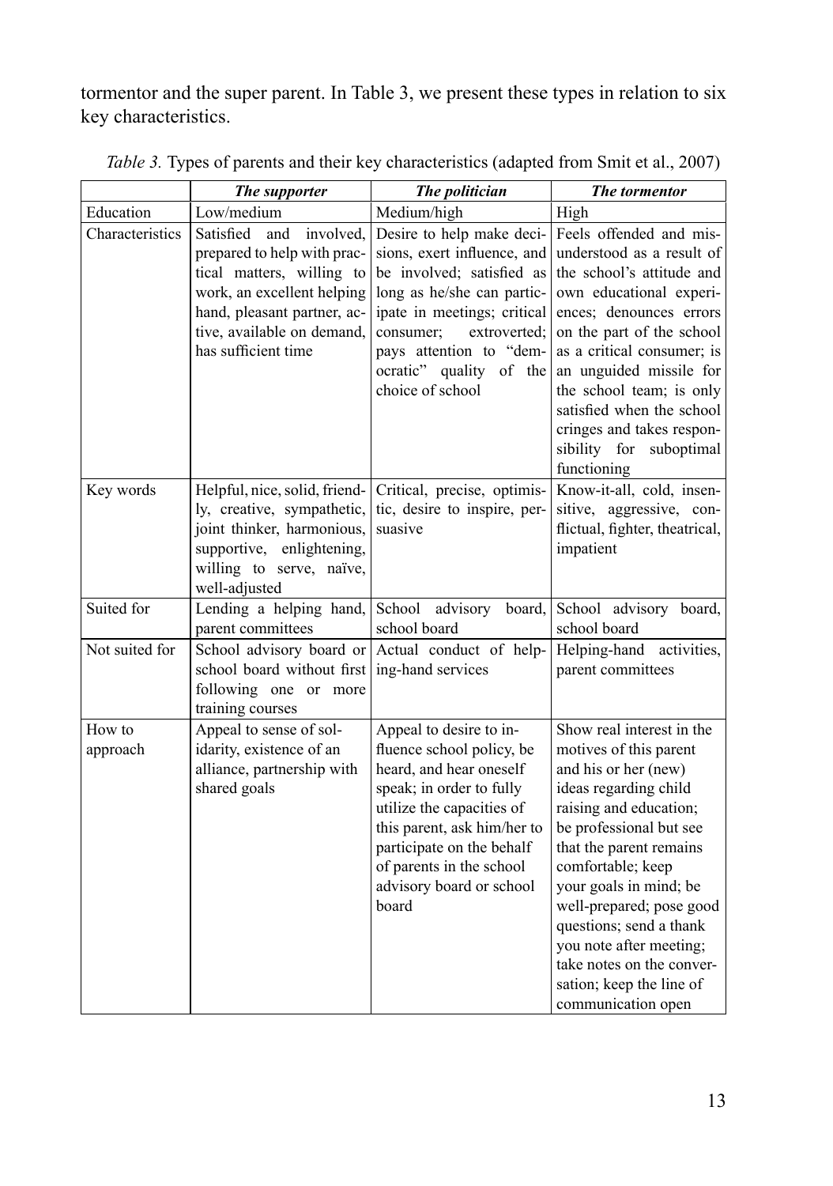tormentor and the super parent. In Table 3, we present these types in relation to six key characteristics.

*Table 3.* Types of parents and their key characteristics (adapted from Smit et al., 2007)

| | ***The supporter*** | ***The politician*** | ***The tormentor*** |
|---|---|---|---|
| Education | Low/medium | Medium/high | High |
| Characteristics | Satisfied and involved, prepared to help with practical matters, willing to work, an excellent helping hand, pleasant partner, active, available on demand, has sufficient time | Desire to help make decisions, exert influence, and be involved; satisfied as long as he/she can participate in meetings; critical consumer; extroverted; pays attention to "democratic" quality of the choice of school | Feels offended and misunderstood as a result of the school's attitude and own educational experiences; denounces errors on the part of the school as a critical consumer; is an unguided missile for the school team; is only satisfied when the school cringes and takes responsibility for suboptimal functioning |
| Key words | Helpful, nice, solid, friendly, creative, sympathetic, joint thinker, harmonious, supportive, enlightening, willing to serve, naïve, well-adjusted | Critical, precise, optimistic, desire to inspire, persuasive | Know-it-all, cold, insensitive, aggressive, conflictual, fighter, theatrical, impatient |
| Suited for | Lending a helping hand, parent committees | School advisory board, school board | School advisory board, school board |
| Not suited for | School advisory board or school board without first following one or more training courses | Actual conduct of helping-hand services | Helping-hand activities, parent committees |
| How to approach | Appeal to sense of solidarity, existence of an alliance, partnership with shared goals | Appeal to desire to influence school policy, be heard, and hear oneself speak; in order to fully utilize the capacities of this parent, ask him/her to participate on the behalf of parents in the school advisory board or school board | Show real interest in the motives of this parent and his or her (new) ideas regarding child raising and education; be professional but see that the parent remains comfortable; keep your goals in mind; be well-prepared; pose good questions; send a thank you note after meeting; take notes on the conversation; keep the line of communication open |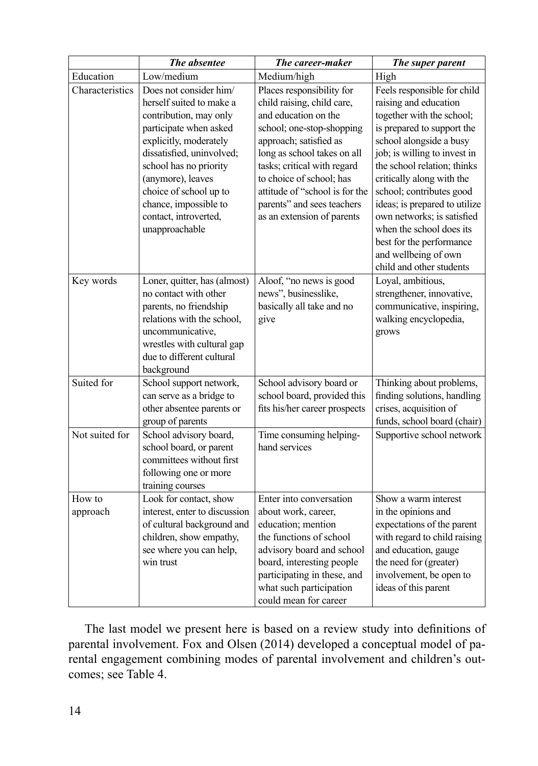| | *The absentee* | *The career-maker* | *The super parent* |
|---|---|---|---|
| Education | Low/medium | Medium/high | High |
| Characteristics | Does not consider him/herself suited to make a contribution, may only participate when asked explicitly, moderately dissatisfied, uninvolved; school has no priority (anymore), leaves choice of school up to chance, impossible to contact, introverted, unapproachable | Places responsibility for child raising, child care, and education on the school; one-stop-shopping approach; satisfied as long as school takes on all tasks; critical with regard to choice of school; has attitude of "school is for the parents" and sees teachers as an extension of parents | Feels responsible for child raising and education together with the school; is prepared to support the school alongside a busy job; is willing to invest in the school relation; thinks critically along with the school; contributes good ideas; is prepared to utilize own networks; is satisfied when the school does its best for the performance and wellbeing of own child and other students |
| Key words | Loner, quitter, has (almost) no contact with other parents, no friendship relations with the school, uncommunicative, wrestles with cultural gap due to different cultural background | Aloof, "no news is good news", businesslike, basically all take and no give | Loyal, ambitious, strengthener, innovative, communicative, inspiring, walking encyclopedia, grows |
| Suited for | School support network, can serve as a bridge to other absentee parents or group of parents | School advisory board or school board, provided this fits his/her career prospects | Thinking about problems, finding solutions, handling crises, acquisition of funds, school board (chair) |
| Not suited for | School advisory board, school board, or parent committees without first following one or more training courses | Time consuming helping-hand services | Supportive school network |
| How to approach | Look for contact, show interest, enter to discussion of cultural background and children, show empathy, see where you can help, win trust | Enter into conversation about work, career, education; mention the functions of school advisory board and school board, interesting people participating in these, and what such participation could mean for career | Show a warm interest in the opinions and expectations of the parent with regard to child raising and education, gauge the need for (greater) involvement, be open to ideas of this parent |

The last model we present here is based on a review study into definitions of parental involvement. Fox and Olsen (2014) developed a conceptual model of parental engagement combining modes of parental involvement and children's outcomes; see Table 4.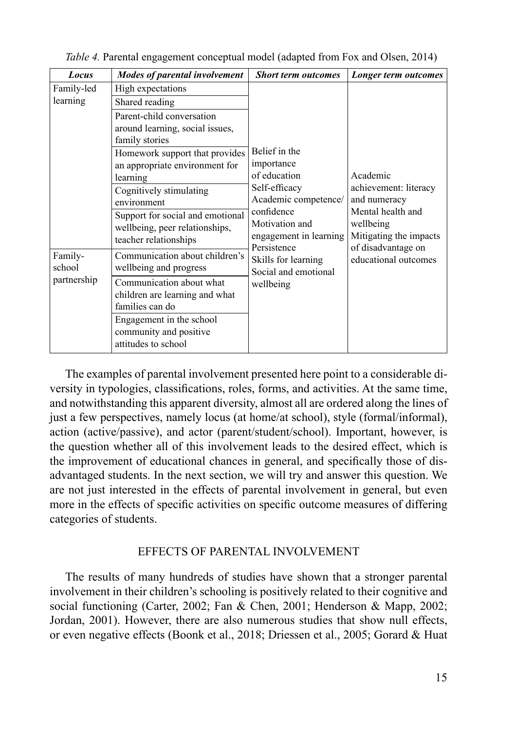*Table 4.* Parental engagement conceptual model (adapted from Fox and Olsen, 2014)

| *Locus* | *Modes of parental involvement* | *Short term outcomes* | *Longer term outcomes* |
|---|---|---|---|
| Family-led learning | High expectations | Belief in the importance of education<br>Self-efficacy<br>Academic competence/ confidence<br>Motivation and engagement in learning<br>Persistence<br>Skills for learning<br>Social and emotional wellbeing | Academic achievement: literacy and numeracy<br>Mental health and wellbeing<br>Mitigating the impacts of disadvantage on educational outcomes |
| | Shared reading | | |
| | Parent-child conversation around learning, social issues, family stories | | |
| | Homework support that provides an appropriate environment for learning | | |
| | Cognitively stimulating environment | | |
| | Support for social and emotional wellbeing, peer relationships, teacher relationships | | |
| Family-school partnership | Communication about children's wellbeing and progress | | |
| | Communication about what children are learning and what families can do | | |
| | Engagement in the school community and positive attitudes to school | | |

The examples of parental involvement presented here point to a considerable diversity in typologies, classifications, roles, forms, and activities. At the same time, and notwithstanding this apparent diversity, almost all are ordered along the lines of just a few perspectives, namely locus (at home/at school), style (formal/informal), action (active/passive), and actor (parent/student/school). Important, however, is the question whether all of this involvement leads to the desired effect, which is the improvement of educational chances in general, and specifically those of disadvantaged students. In the next section, we will try and answer this question. We are not just interested in the effects of parental involvement in general, but even more in the effects of specific activities on specific outcome measures of differing categories of students.

## EFFECTS OF PARENTAL INVOLVEMENT

The results of many hundreds of studies have shown that a stronger parental involvement in their children's schooling is positively related to their cognitive and social functioning (Carter, 2002; Fan & Chen, 2001; Henderson & Mapp, 2002; Jordan, 2001). However, there are also numerous studies that show null effects, or even negative effects (Boonk et al., 2018; Driessen et al., 2005; Gorard & Huat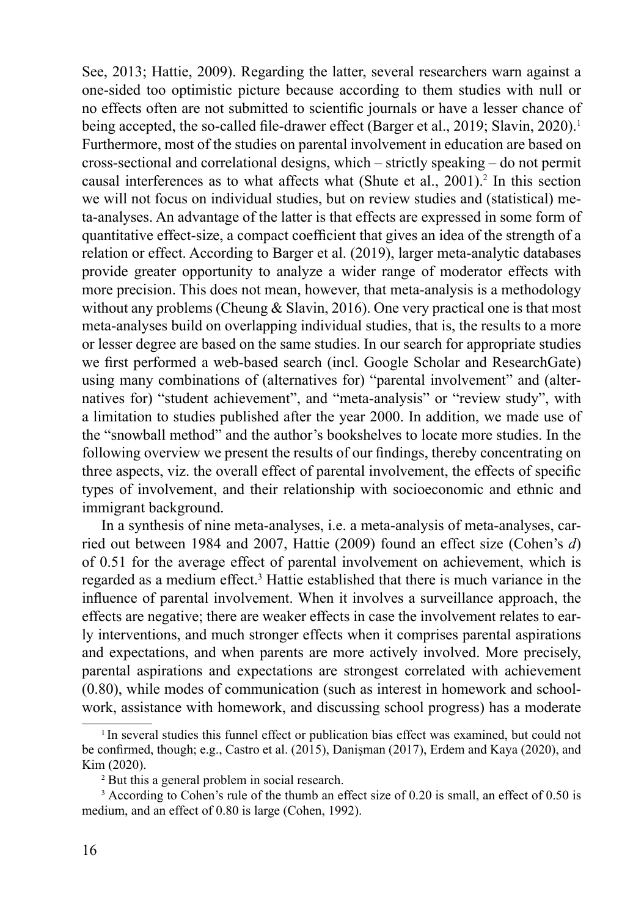See, 2013; Hattie, 2009). Regarding the latter, several researchers warn against a one-sided too optimistic picture because according to them studies with null or no effects often are not submitted to scientific journals or have a lesser chance of being accepted, the so-called file-drawer effect (Barger et al., 2019; Slavin, 2020).[1] Furthermore, most of the studies on parental involvement in education are based on cross-sectional and correlational designs, which – strictly speaking – do not permit causal interferences as to what affects what (Shute et al., 2001).[2] In this section we will not focus on individual studies, but on review studies and (statistical) meta-analyses. An advantage of the latter is that effects are expressed in some form of quantitative effect-size, a compact coefficient that gives an idea of the strength of a relation or effect. According to Barger et al. (2019), larger meta-analytic databases provide greater opportunity to analyze a wider range of moderator effects with more precision. This does not mean, however, that meta-analysis is a methodology without any problems (Cheung & Slavin, 2016). One very practical one is that most meta-analyses build on overlapping individual studies, that is, the results to a more or lesser degree are based on the same studies. In our search for appropriate studies we first performed a web-based search (incl. Google Scholar and ResearchGate) using many combinations of (alternatives for) "parental involvement" and (alternatives for) "student achievement", and "meta-analysis" or "review study", with a limitation to studies published after the year 2000. In addition, we made use of the "snowball method" and the author's bookshelves to locate more studies. In the following overview we present the results of our findings, thereby concentrating on three aspects, viz. the overall effect of parental involvement, the effects of specific types of involvement, and their relationship with socioeconomic and ethnic and immigrant background.

In a synthesis of nine meta-analyses, i.e. a meta-analysis of meta-analyses, carried out between 1984 and 2007, Hattie (2009) found an effect size (Cohen's *d*) of 0.51 for the average effect of parental involvement on achievement, which is regarded as a medium effect.[3] Hattie established that there is much variance in the influence of parental involvement. When it involves a surveillance approach, the effects are negative; there are weaker effects in case the involvement relates to early interventions, and much stronger effects when it comprises parental aspirations and expectations, and when parents are more actively involved. More precisely, parental aspirations and expectations are strongest correlated with achievement (0.80), while modes of communication (such as interest in homework and schoolwork, assistance with homework, and discussing school progress) has a moderate

[1] In several studies this funnel effect or publication bias effect was examined, but could not be confirmed, though; e.g., Castro et al. (2015), Danişman (2017), Erdem and Kaya (2020), and Kim (2020).

[2] But this a general problem in social research.

[3] According to Cohen's rule of the thumb an effect size of 0.20 is small, an effect of 0.50 is medium, and an effect of 0.80 is large (Cohen, 1992).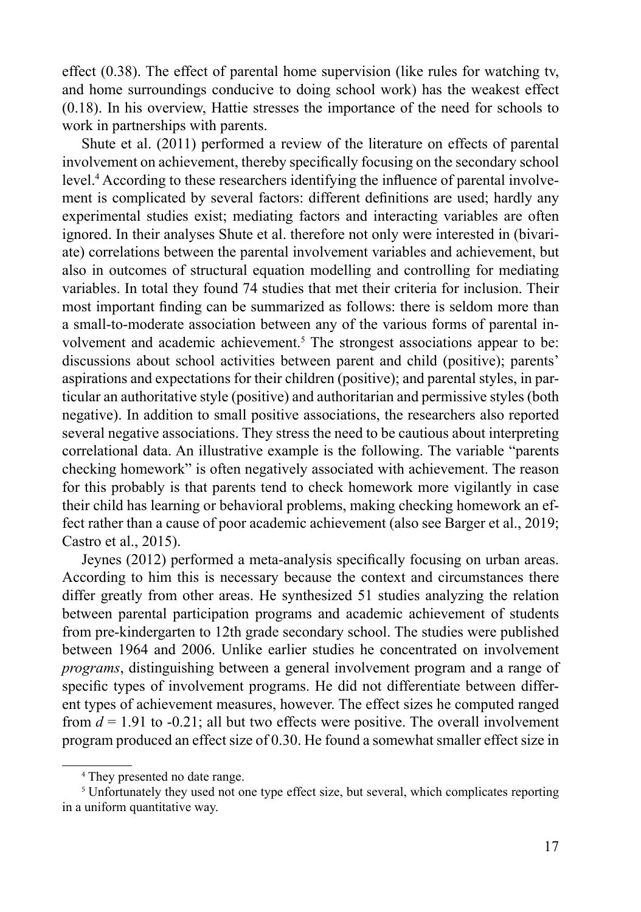effect (0.38). The effect of parental home supervision (like rules for watching tv, and home surroundings conducive to doing school work) has the weakest effect (0.18). In his overview, Hattie stresses the importance of the need for schools to work in partnerships with parents.

Shute et al. (2011) performed a review of the literature on effects of parental involvement on achievement, thereby specifically focusing on the secondary school level.[4] According to these researchers identifying the influence of parental involvement is complicated by several factors: different definitions are used; hardly any experimental studies exist; mediating factors and interacting variables are often ignored. In their analyses Shute et al. therefore not only were interested in (bivariate) correlations between the parental involvement variables and achievement, but also in outcomes of structural equation modelling and controlling for mediating variables. In total they found 74 studies that met their criteria for inclusion. Their most important finding can be summarized as follows: there is seldom more than a small-to-moderate association between any of the various forms of parental involvement and academic achievement.[5] The strongest associations appear to be: discussions about school activities between parent and child (positive); parents' aspirations and expectations for their children (positive); and parental styles, in particular an authoritative style (positive) and authoritarian and permissive styles (both negative). In addition to small positive associations, the researchers also reported several negative associations. They stress the need to be cautious about interpreting correlational data. An illustrative example is the following. The variable "parents checking homework" is often negatively associated with achievement. The reason for this probably is that parents tend to check homework more vigilantly in case their child has learning or behavioral problems, making checking homework an effect rather than a cause of poor academic achievement (also see Barger et al., 2019; Castro et al., 2015).

Jeynes (2012) performed a meta-analysis specifically focusing on urban areas. According to him this is necessary because the context and circumstances there differ greatly from other areas. He synthesized 51 studies analyzing the relation between parental participation programs and academic achievement of students from pre-kindergarten to 12th grade secondary school. The studies were published between 1964 and 2006. Unlike earlier studies he concentrated on involvement *programs*, distinguishing between a general involvement program and a range of specific types of involvement programs. He did not differentiate between different types of achievement measures, however. The effect sizes he computed ranged from $d = 1.91$ to -0.21; all but two effects were positive. The overall involvement program produced an effect size of 0.30. He found a somewhat smaller effect size in

[4] They presented no date range.

[5] Unfortunately they used not one type effect size, but several, which complicates reporting in a uniform quantitative way.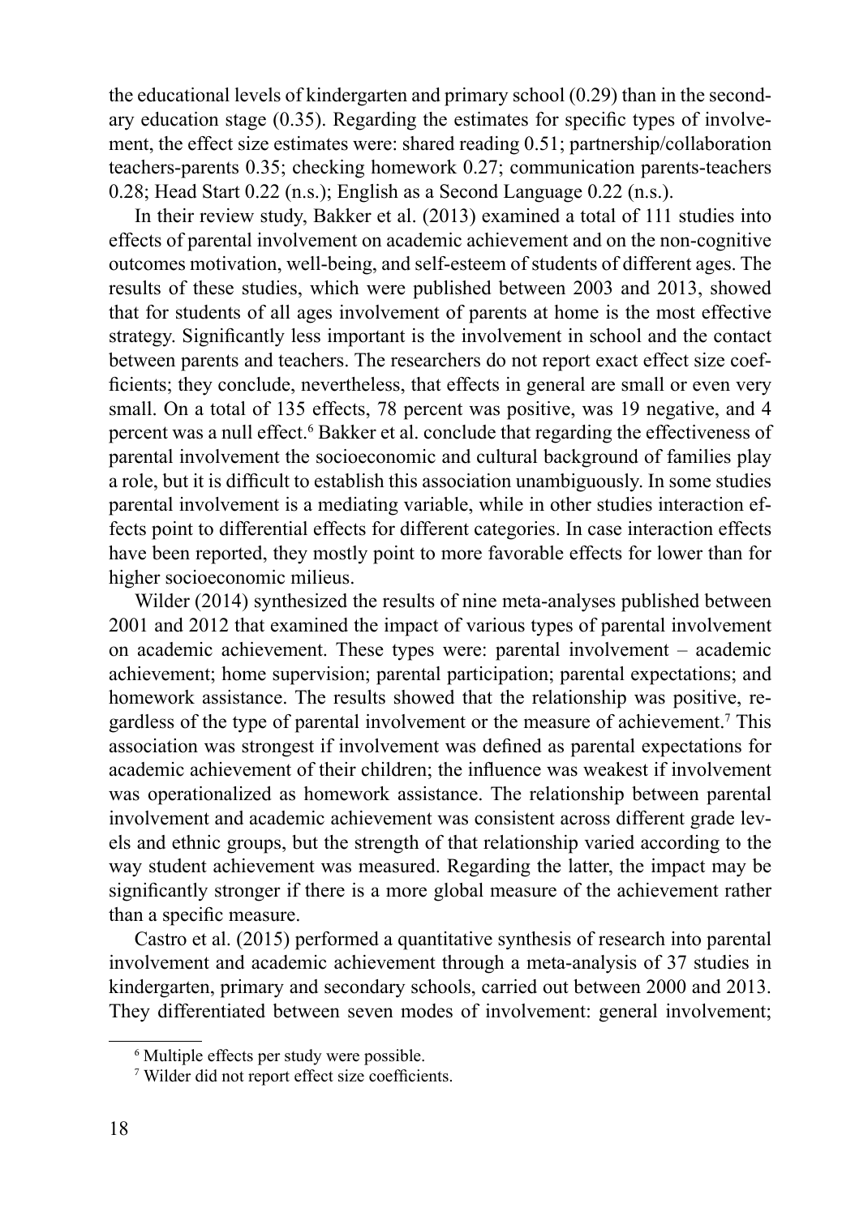the educational levels of kindergarten and primary school (0.29) than in the secondary education stage (0.35). Regarding the estimates for specific types of involvement, the effect size estimates were: shared reading 0.51; partnership/collaboration teachers-parents 0.35; checking homework 0.27; communication parents-teachers 0.28; Head Start 0.22 (n.s.); English as a Second Language 0.22 (n.s.).

In their review study, Bakker et al. (2013) examined a total of 111 studies into effects of parental involvement on academic achievement and on the non-cognitive outcomes motivation, well-being, and self-esteem of students of different ages. The results of these studies, which were published between 2003 and 2013, showed that for students of all ages involvement of parents at home is the most effective strategy. Significantly less important is the involvement in school and the contact between parents and teachers. The researchers do not report exact effect size coefficients; they conclude, nevertheless, that effects in general are small or even very small. On a total of 135 effects, 78 percent was positive, was 19 negative, and 4 percent was a null effect.[6] Bakker et al. conclude that regarding the effectiveness of parental involvement the socioeconomic and cultural background of families play a role, but it is difficult to establish this association unambiguously. In some studies parental involvement is a mediating variable, while in other studies interaction effects point to differential effects for different categories. In case interaction effects have been reported, they mostly point to more favorable effects for lower than for higher socioeconomic milieus.

Wilder (2014) synthesized the results of nine meta-analyses published between 2001 and 2012 that examined the impact of various types of parental involvement on academic achievement. These types were: parental involvement – academic achievement; home supervision; parental participation; parental expectations; and homework assistance. The results showed that the relationship was positive, regardless of the type of parental involvement or the measure of achievement.[7] This association was strongest if involvement was defined as parental expectations for academic achievement of their children; the influence was weakest if involvement was operationalized as homework assistance. The relationship between parental involvement and academic achievement was consistent across different grade levels and ethnic groups, but the strength of that relationship varied according to the way student achievement was measured. Regarding the latter, the impact may be significantly stronger if there is a more global measure of the achievement rather than a specific measure.

Castro et al. (2015) performed a quantitative synthesis of research into parental involvement and academic achievement through a meta-analysis of 37 studies in kindergarten, primary and secondary schools, carried out between 2000 and 2013. They differentiated between seven modes of involvement: general involvement;

---

[6] Multiple effects per study were possible.

[7] Wilder did not report effect size coefficients.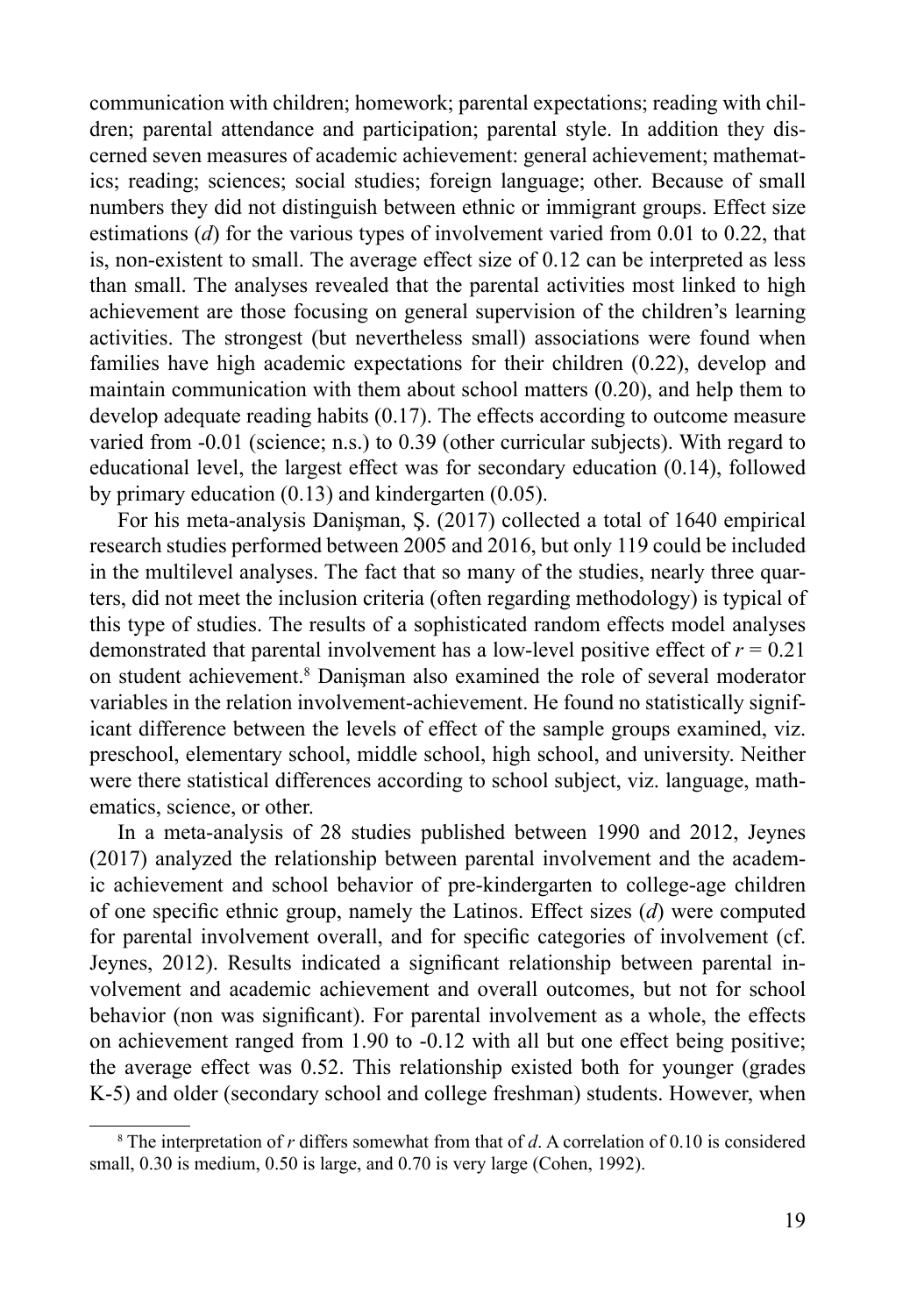communication with children; homework; parental expectations; reading with children; parental attendance and participation; parental style. In addition they discerned seven measures of academic achievement: general achievement; mathematics; reading; sciences; social studies; foreign language; other. Because of small numbers they did not distinguish between ethnic or immigrant groups. Effect size estimations (*d*) for the various types of involvement varied from 0.01 to 0.22, that is, non-existent to small. The average effect size of 0.12 can be interpreted as less than small. The analyses revealed that the parental activities most linked to high achievement are those focusing on general supervision of the children's learning activities. The strongest (but nevertheless small) associations were found when families have high academic expectations for their children (0.22), develop and maintain communication with them about school matters (0.20), and help them to develop adequate reading habits (0.17). The effects according to outcome measure varied from -0.01 (science; n.s.) to 0.39 (other curricular subjects). With regard to educational level, the largest effect was for secondary education (0.14), followed by primary education (0.13) and kindergarten (0.05).

For his meta-analysis Danişman, Ş. (2017) collected a total of 1640 empirical research studies performed between 2005 and 2016, but only 119 could be included in the multilevel analyses. The fact that so many of the studies, nearly three quarters, did not meet the inclusion criteria (often regarding methodology) is typical of this type of studies. The results of a sophisticated random effects model analyses demonstrated that parental involvement has a low-level positive effect of $r = 0.21$ on student achievement.[8] Danişman also examined the role of several moderator variables in the relation involvement-achievement. He found no statistically significant difference between the levels of effect of the sample groups examined, viz. preschool, elementary school, middle school, high school, and university. Neither were there statistical differences according to school subject, viz. language, mathematics, science, or other.

In a meta-analysis of 28 studies published between 1990 and 2012, Jeynes (2017) analyzed the relationship between parental involvement and the academic achievement and school behavior of pre-kindergarten to college-age children of one specific ethnic group, namely the Latinos. Effect sizes (*d*) were computed for parental involvement overall, and for specific categories of involvement (cf. Jeynes, 2012). Results indicated a significant relationship between parental involvement and academic achievement and overall outcomes, but not for school behavior (non was significant). For parental involvement as a whole, the effects on achievement ranged from 1.90 to -0.12 with all but one effect being positive; the average effect was 0.52. This relationship existed both for younger (grades K-5) and older (secondary school and college freshman) students. However, when

[8] The interpretation of *r* differs somewhat from that of *d*. A correlation of 0.10 is considered small, 0.30 is medium, 0.50 is large, and 0.70 is very large (Cohen, 1992).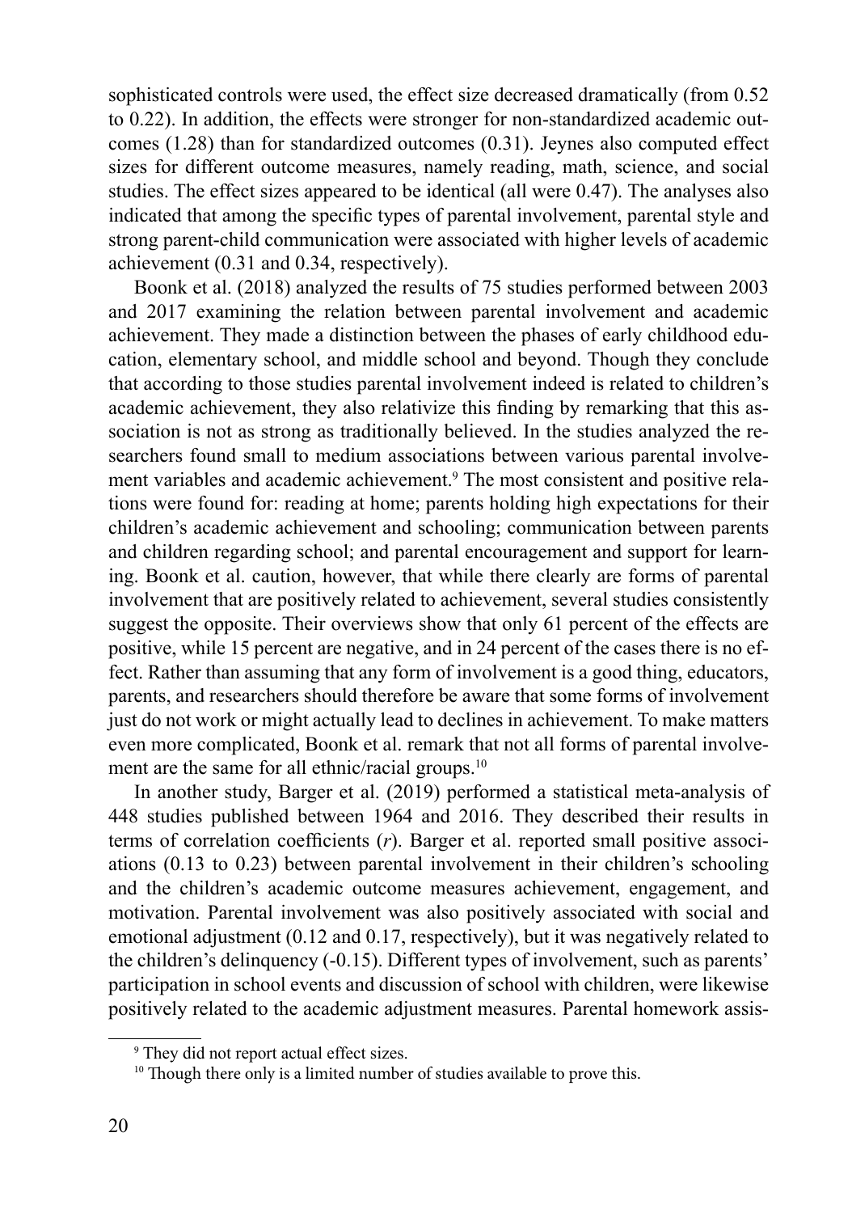sophisticated controls were used, the effect size decreased dramatically (from 0.52 to 0.22). In addition, the effects were stronger for non-standardized academic outcomes (1.28) than for standardized outcomes (0.31). Jeynes also computed effect sizes for different outcome measures, namely reading, math, science, and social studies. The effect sizes appeared to be identical (all were 0.47). The analyses also indicated that among the specific types of parental involvement, parental style and strong parent-child communication were associated with higher levels of academic achievement (0.31 and 0.34, respectively).

Boonk et al. (2018) analyzed the results of 75 studies performed between 2003 and 2017 examining the relation between parental involvement and academic achievement. They made a distinction between the phases of early childhood education, elementary school, and middle school and beyond. Though they conclude that according to those studies parental involvement indeed is related to children's academic achievement, they also relativize this finding by remarking that this association is not as strong as traditionally believed. In the studies analyzed the researchers found small to medium associations between various parental involvement variables and academic achievement.[9] The most consistent and positive relations were found for: reading at home; parents holding high expectations for their children's academic achievement and schooling; communication between parents and children regarding school; and parental encouragement and support for learning. Boonk et al. caution, however, that while there clearly are forms of parental involvement that are positively related to achievement, several studies consistently suggest the opposite. Their overviews show that only 61 percent of the effects are positive, while 15 percent are negative, and in 24 percent of the cases there is no effect. Rather than assuming that any form of involvement is a good thing, educators, parents, and researchers should therefore be aware that some forms of involvement just do not work or might actually lead to declines in achievement. To make matters even more complicated, Boonk et al. remark that not all forms of parental involvement are the same for all ethnic/racial groups.[10]

In another study, Barger et al. (2019) performed a statistical meta-analysis of 448 studies published between 1964 and 2016. They described their results in terms of correlation coefficients ($r$). Barger et al. reported small positive associations (0.13 to 0.23) between parental involvement in their children's schooling and the children's academic outcome measures achievement, engagement, and motivation. Parental involvement was also positively associated with social and emotional adjustment (0.12 and 0.17, respectively), but it was negatively related to the children's delinquency (-0.15). Different types of involvement, such as parents' participation in school events and discussion of school with children, were likewise positively related to the academic adjustment measures. Parental homework assis-

[9] They did not report actual effect sizes.

[10] Though there only is a limited number of studies available to prove this.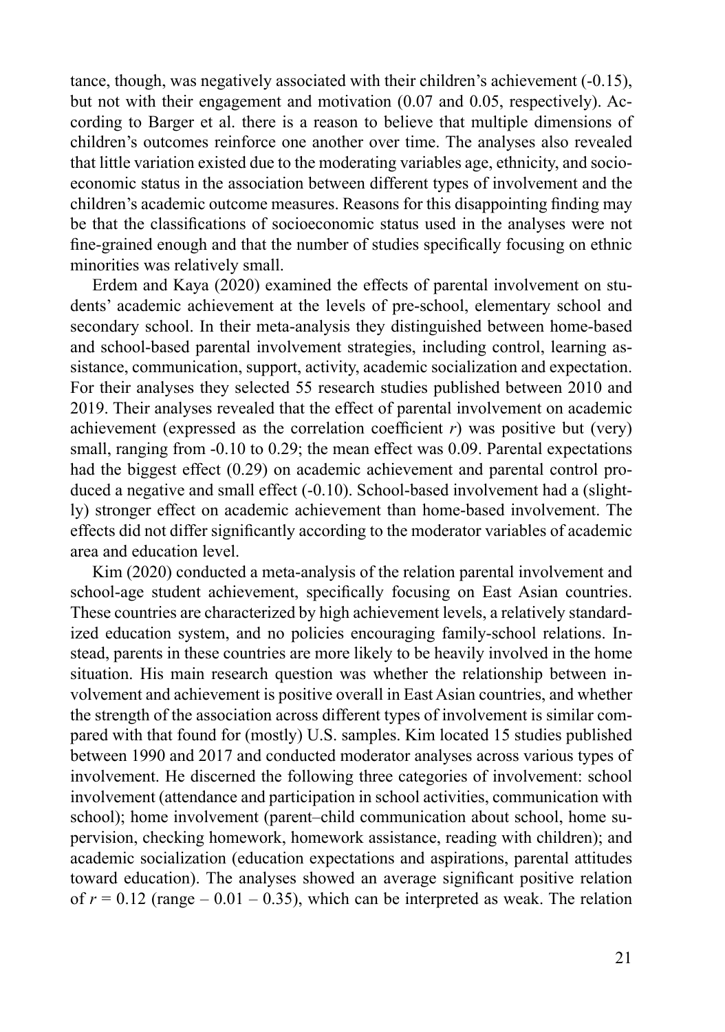tance, though, was negatively associated with their children's achievement (-0.15), but not with their engagement and motivation (0.07 and 0.05, respectively). According to Barger et al. there is a reason to believe that multiple dimensions of children's outcomes reinforce one another over time. The analyses also revealed that little variation existed due to the moderating variables age, ethnicity, and socioeconomic status in the association between different types of involvement and the children's academic outcome measures. Reasons for this disappointing finding may be that the classifications of socioeconomic status used in the analyses were not fine-grained enough and that the number of studies specifically focusing on ethnic minorities was relatively small.

Erdem and Kaya (2020) examined the effects of parental involvement on students' academic achievement at the levels of pre-school, elementary school and secondary school. In their meta-analysis they distinguished between home-based and school-based parental involvement strategies, including control, learning assistance, communication, support, activity, academic socialization and expectation. For their analyses they selected 55 research studies published between 2010 and 2019. Their analyses revealed that the effect of parental involvement on academic achievement (expressed as the correlation coefficient $r$) was positive but (very) small, ranging from -0.10 to 0.29; the mean effect was 0.09. Parental expectations had the biggest effect (0.29) on academic achievement and parental control produced a negative and small effect (-0.10). School-based involvement had a (slightly) stronger effect on academic achievement than home-based involvement. The effects did not differ significantly according to the moderator variables of academic area and education level.

Kim (2020) conducted a meta-analysis of the relation parental involvement and school-age student achievement, specifically focusing on East Asian countries. These countries are characterized by high achievement levels, a relatively standardized education system, and no policies encouraging family-school relations. Instead, parents in these countries are more likely to be heavily involved in the home situation. His main research question was whether the relationship between involvement and achievement is positive overall in East Asian countries, and whether the strength of the association across different types of involvement is similar compared with that found for (mostly) U.S. samples. Kim located 15 studies published between 1990 and 2017 and conducted moderator analyses across various types of involvement. He discerned the following three categories of involvement: school involvement (attendance and participation in school activities, communication with school); home involvement (parent–child communication about school, home supervision, checking homework, homework assistance, reading with children); and academic socialization (education expectations and aspirations, parental attitudes toward education). The analyses showed an average significant positive relation of $r = 0.12$ (range – 0.01 – 0.35), which can be interpreted as weak. The relation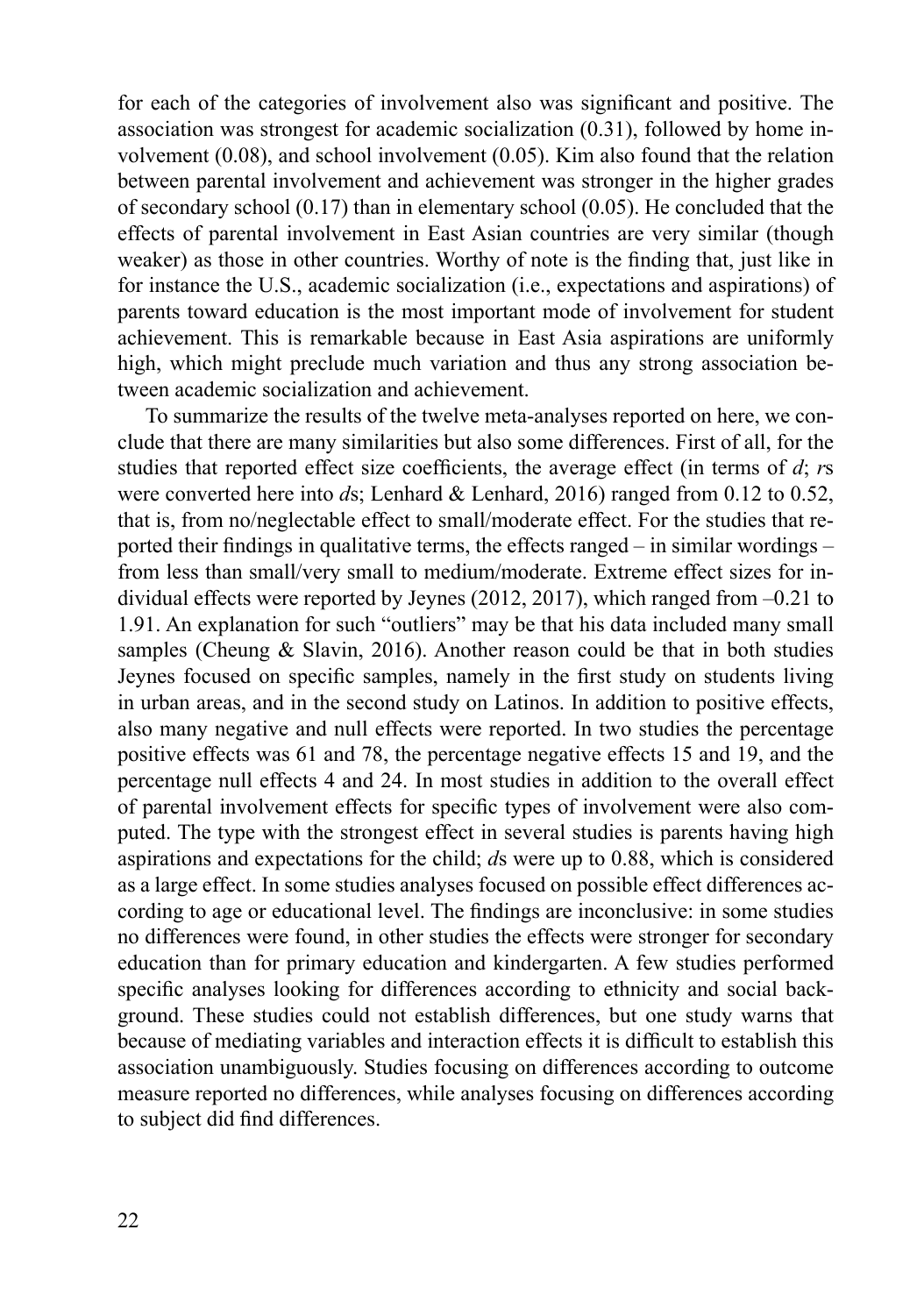for each of the categories of involvement also was significant and positive. The association was strongest for academic socialization (0.31), followed by home involvement (0.08), and school involvement (0.05). Kim also found that the relation between parental involvement and achievement was stronger in the higher grades of secondary school (0.17) than in elementary school (0.05). He concluded that the effects of parental involvement in East Asian countries are very similar (though weaker) as those in other countries. Worthy of note is the finding that, just like in for instance the U.S., academic socialization (i.e., expectations and aspirations) of parents toward education is the most important mode of involvement for student achievement. This is remarkable because in East Asia aspirations are uniformly high, which might preclude much variation and thus any strong association between academic socialization and achievement.

To summarize the results of the twelve meta-analyses reported on here, we conclude that there are many similarities but also some differences. First of all, for the studies that reported effect size coefficients, the average effect (in terms of *d*; *r*s were converted here into *d*s; Lenhard & Lenhard, 2016) ranged from 0.12 to 0.52, that is, from no/neglectable effect to small/moderate effect. For the studies that reported their findings in qualitative terms, the effects ranged – in similar wordings – from less than small/very small to medium/moderate. Extreme effect sizes for individual effects were reported by Jeynes (2012, 2017), which ranged from –0.21 to 1.91. An explanation for such "outliers" may be that his data included many small samples (Cheung & Slavin, 2016). Another reason could be that in both studies Jeynes focused on specific samples, namely in the first study on students living in urban areas, and in the second study on Latinos. In addition to positive effects, also many negative and null effects were reported. In two studies the percentage positive effects was 61 and 78, the percentage negative effects 15 and 19, and the percentage null effects 4 and 24. In most studies in addition to the overall effect of parental involvement effects for specific types of involvement were also computed. The type with the strongest effect in several studies is parents having high aspirations and expectations for the child; *d*s were up to 0.88, which is considered as a large effect. In some studies analyses focused on possible effect differences according to age or educational level. The findings are inconclusive: in some studies no differences were found, in other studies the effects were stronger for secondary education than for primary education and kindergarten. A few studies performed specific analyses looking for differences according to ethnicity and social background. These studies could not establish differences, but one study warns that because of mediating variables and interaction effects it is difficult to establish this association unambiguously. Studies focusing on differences according to outcome measure reported no differences, while analyses focusing on differences according to subject did find differences.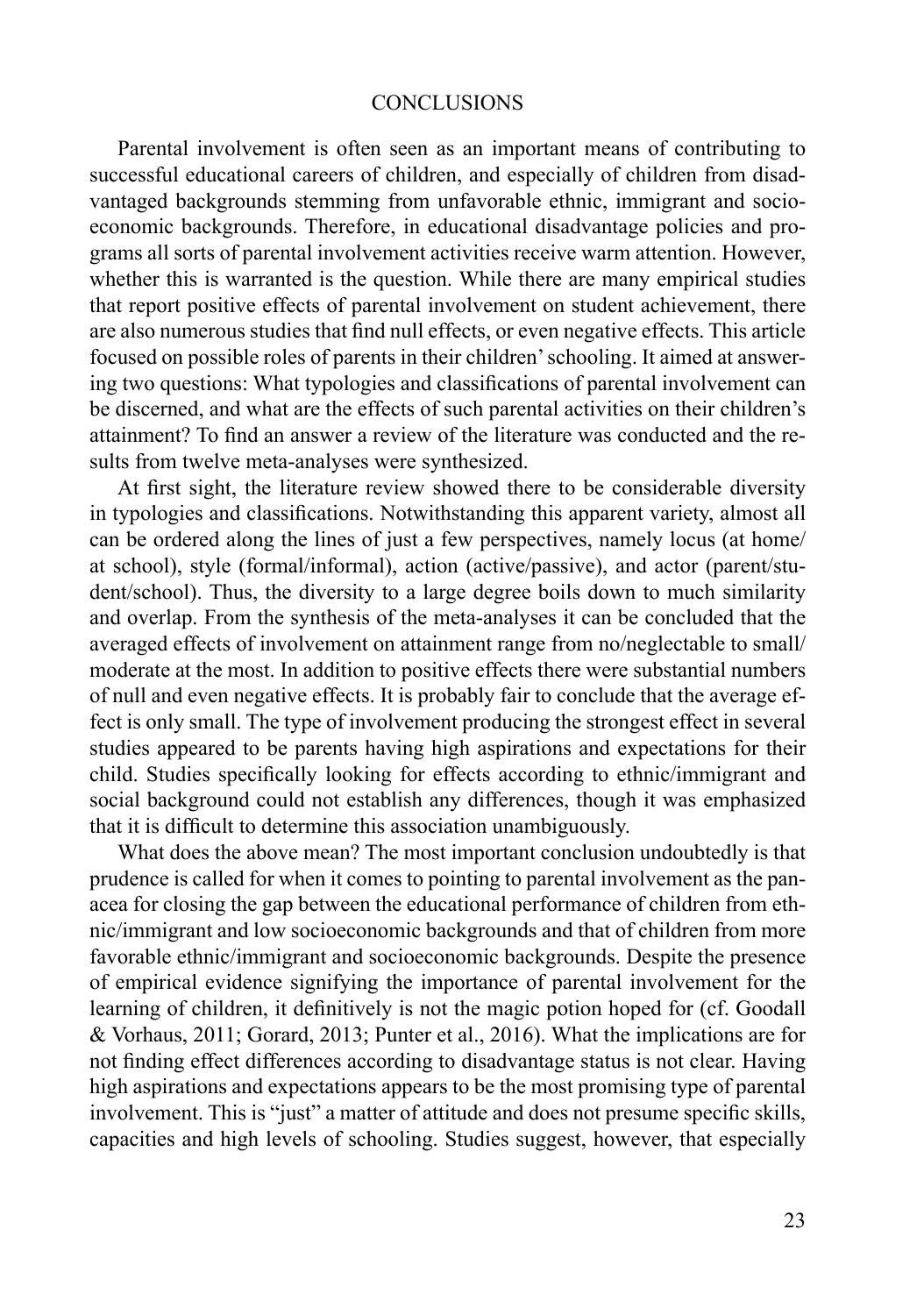## CONCLUSIONS

Parental involvement is often seen as an important means of contributing to successful educational careers of children, and especially of children from disadvantaged backgrounds stemming from unfavorable ethnic, immigrant and socioeconomic backgrounds. Therefore, in educational disadvantage policies and programs all sorts of parental involvement activities receive warm attention. However, whether this is warranted is the question. While there are many empirical studies that report positive effects of parental involvement on student achievement, there are also numerous studies that find null effects, or even negative effects. This article focused on possible roles of parents in their children' schooling. It aimed at answering two questions: What typologies and classifications of parental involvement can be discerned, and what are the effects of such parental activities on their children's attainment? To find an answer a review of the literature was conducted and the results from twelve meta-analyses were synthesized.

At first sight, the literature review showed there to be considerable diversity in typologies and classifications. Notwithstanding this apparent variety, almost all can be ordered along the lines of just a few perspectives, namely locus (at home/at school), style (formal/informal), action (active/passive), and actor (parent/student/school). Thus, the diversity to a large degree boils down to much similarity and overlap. From the synthesis of the meta-analyses it can be concluded that the averaged effects of involvement on attainment range from no/neglectable to small/moderate at the most. In addition to positive effects there were substantial numbers of null and even negative effects. It is probably fair to conclude that the average effect is only small. The type of involvement producing the strongest effect in several studies appeared to be parents having high aspirations and expectations for their child. Studies specifically looking for effects according to ethnic/immigrant and social background could not establish any differences, though it was emphasized that it is difficult to determine this association unambiguously.

What does the above mean? The most important conclusion undoubtedly is that prudence is called for when it comes to pointing to parental involvement as the panacea for closing the gap between the educational performance of children from ethnic/immigrant and low socioeconomic backgrounds and that of children from more favorable ethnic/immigrant and socioeconomic backgrounds. Despite the presence of empirical evidence signifying the importance of parental involvement for the learning of children, it definitively is not the magic potion hoped for (cf. Goodall & Vorhaus, 2011; Gorard, 2013; Punter et al., 2016). What the implications are for not finding effect differences according to disadvantage status is not clear. Having high aspirations and expectations appears to be the most promising type of parental involvement. This is "just" a matter of attitude and does not presume specific skills, capacities and high levels of schooling. Studies suggest, however, that especially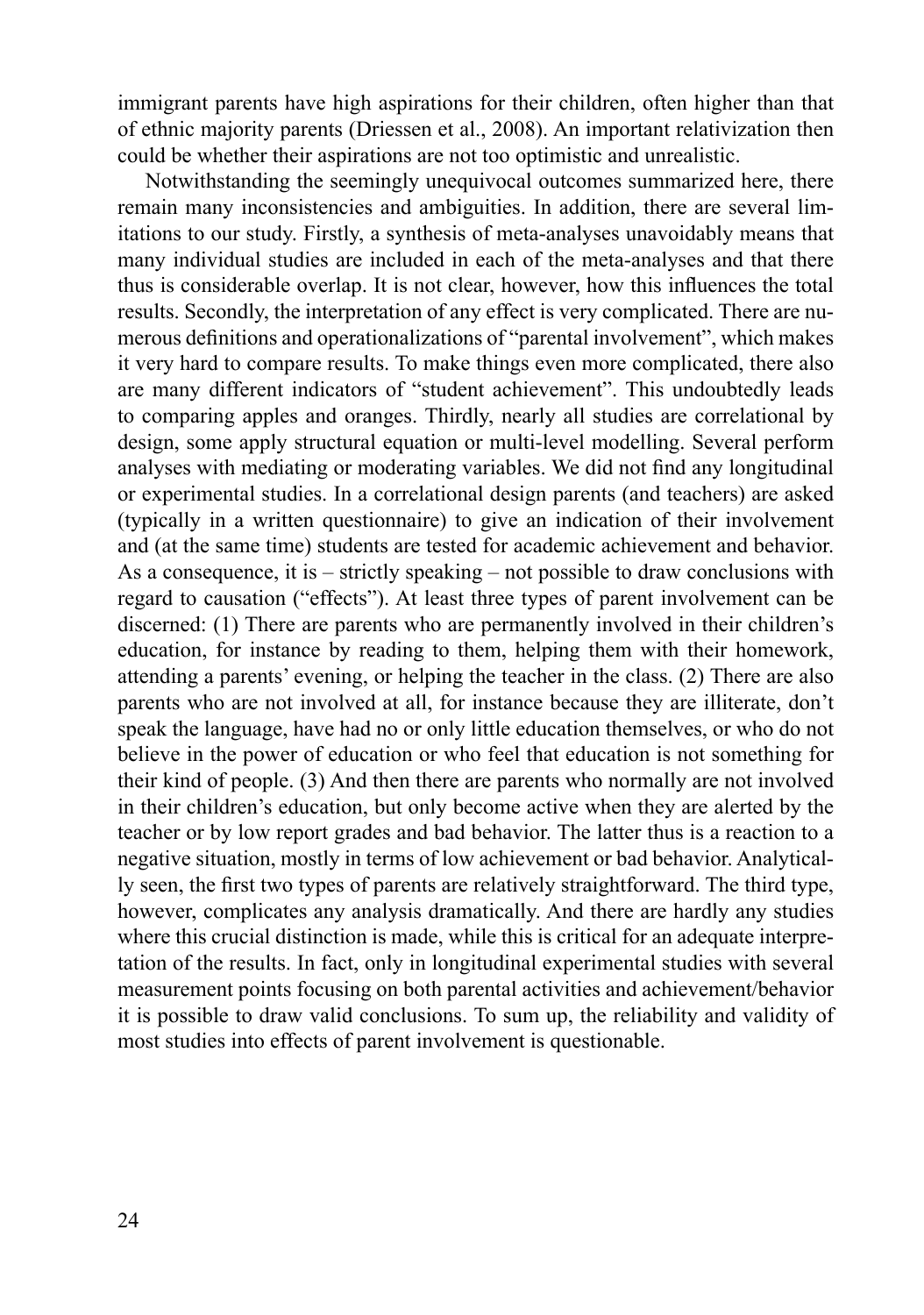immigrant parents have high aspirations for their children, often higher than that of ethnic majority parents (Driessen et al., 2008). An important relativization then could be whether their aspirations are not too optimistic and unrealistic.

Notwithstanding the seemingly unequivocal outcomes summarized here, there remain many inconsistencies and ambiguities. In addition, there are several limitations to our study. Firstly, a synthesis of meta-analyses unavoidably means that many individual studies are included in each of the meta-analyses and that there thus is considerable overlap. It is not clear, however, how this influences the total results. Secondly, the interpretation of any effect is very complicated. There are numerous definitions and operationalizations of "parental involvement", which makes it very hard to compare results. To make things even more complicated, there also are many different indicators of "student achievement". This undoubtedly leads to comparing apples and oranges. Thirdly, nearly all studies are correlational by design, some apply structural equation or multi-level modelling. Several perform analyses with mediating or moderating variables. We did not find any longitudinal or experimental studies. In a correlational design parents (and teachers) are asked (typically in a written questionnaire) to give an indication of their involvement and (at the same time) students are tested for academic achievement and behavior. As a consequence, it is – strictly speaking – not possible to draw conclusions with regard to causation ("effects"). At least three types of parent involvement can be discerned: (1) There are parents who are permanently involved in their children's education, for instance by reading to them, helping them with their homework, attending a parents' evening, or helping the teacher in the class. (2) There are also parents who are not involved at all, for instance because they are illiterate, don't speak the language, have had no or only little education themselves, or who do not believe in the power of education or who feel that education is not something for their kind of people. (3) And then there are parents who normally are not involved in their children's education, but only become active when they are alerted by the teacher or by low report grades and bad behavior. The latter thus is a reaction to a negative situation, mostly in terms of low achievement or bad behavior. Analytically seen, the first two types of parents are relatively straightforward. The third type, however, complicates any analysis dramatically. And there are hardly any studies where this crucial distinction is made, while this is critical for an adequate interpretation of the results. In fact, only in longitudinal experimental studies with several measurement points focusing on both parental activities and achievement/behavior it is possible to draw valid conclusions. To sum up, the reliability and validity of most studies into effects of parent involvement is questionable.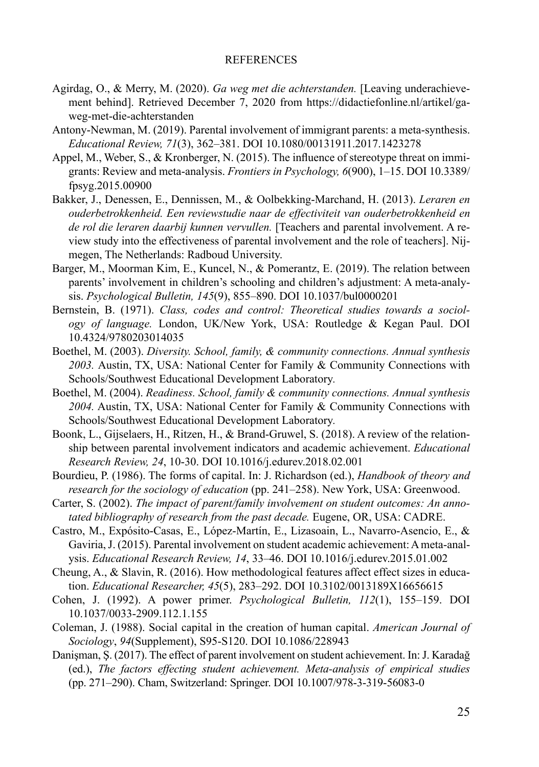## REFERENCES

Agirdag, O., & Merry, M. (2020). *Ga weg met die achterstanden.* [Leaving underachievement behind]. Retrieved December 7, 2020 from https://didactiefonline.nl/artikel/ga-weg-met-die-achterstanden

Antony-Newman, M. (2019). Parental involvement of immigrant parents: a meta-synthesis. *Educational Review, 71*(3), 362–381. DOI 10.1080/00131911.2017.1423278

Appel, M., Weber, S., & Kronberger, N. (2015). The influence of stereotype threat on immigrants: Review and meta-analysis. *Frontiers in Psychology, 6*(900), 1–15. DOI 10.3389/fpsyg.2015.00900

Bakker, J., Denessen, E., Dennissen, M., & Oolbekking-Marchand, H. (2013). *Leraren en ouderbetrokkenheid. Een reviewstudie naar de effectiviteit van ouderbetrokkenheid en de rol die leraren daarbij kunnen vervullen.* [Teachers and parental involvement. A review study into the effectiveness of parental involvement and the role of teachers]. Nijmegen, The Netherlands: Radboud University.

Barger, M., Moorman Kim, E., Kuncel, N., & Pomerantz, E. (2019). The relation between parents' involvement in children's schooling and children's adjustment: A meta-analysis. *Psychological Bulletin, 145*(9), 855–890. DOI 10.1037/bul0000201

Bernstein, B. (1971). *Class, codes and control: Theoretical studies towards a sociology of language.* London, UK/New York, USA: Routledge & Kegan Paul. DOI 10.4324/9780203014035

Boethel, M. (2003). *Diversity. School, family, & community connections. Annual synthesis 2003.* Austin, TX, USA: National Center for Family & Community Connections with Schools/Southwest Educational Development Laboratory.

Boethel, M. (2004). *Readiness. School, family & community connections. Annual synthesis 2004.* Austin, TX, USA: National Center for Family & Community Connections with Schools/Southwest Educational Development Laboratory.

Boonk, L., Gijselaers, H., Ritzen, H., & Brand-Gruwel, S. (2018). A review of the relationship between parental involvement indicators and academic achievement. *Educational Research Review, 24*, 10-30. DOI 10.1016/j.edurev.2018.02.001

Bourdieu, P. (1986). The forms of capital. In: J. Richardson (ed.), *Handbook of theory and research for the sociology of education* (pp. 241–258). New York, USA: Greenwood.

Carter, S. (2002). *The impact of parent/family involvement on student outcomes: An annotated bibliography of research from the past decade.* Eugene, OR, USA: CADRE.

Castro, M., Expósito-Casas, E., López-Martín, E., Lizasoain, L., Navarro-Asencio, E., & Gaviria, J. (2015). Parental involvement on student academic achievement: A meta-analysis. *Educational Research Review, 14*, 33–46. DOI 10.1016/j.edurev.2015.01.002

Cheung, A., & Slavin, R. (2016). How methodological features affect effect sizes in education. *Educational Researcher, 45*(5), 283–292. DOI 10.3102/0013189X16656615

Cohen, J. (1992). A power primer. *Psychological Bulletin, 112*(1), 155–159. DOI 10.1037/0033-2909.112.1.155

Coleman, J. (1988). Social capital in the creation of human capital. *American Journal of Sociology*, *94*(Supplement), S95-S120. DOI 10.1086/228943

Danişman, Ş. (2017). The effect of parent involvement on student achievement. In: J. Karadağ (ed.), *The factors effecting student achievement. Meta-analysis of empirical studies* (pp. 271–290). Cham, Switzerland: Springer. DOI 10.1007/978-3-319-56083-0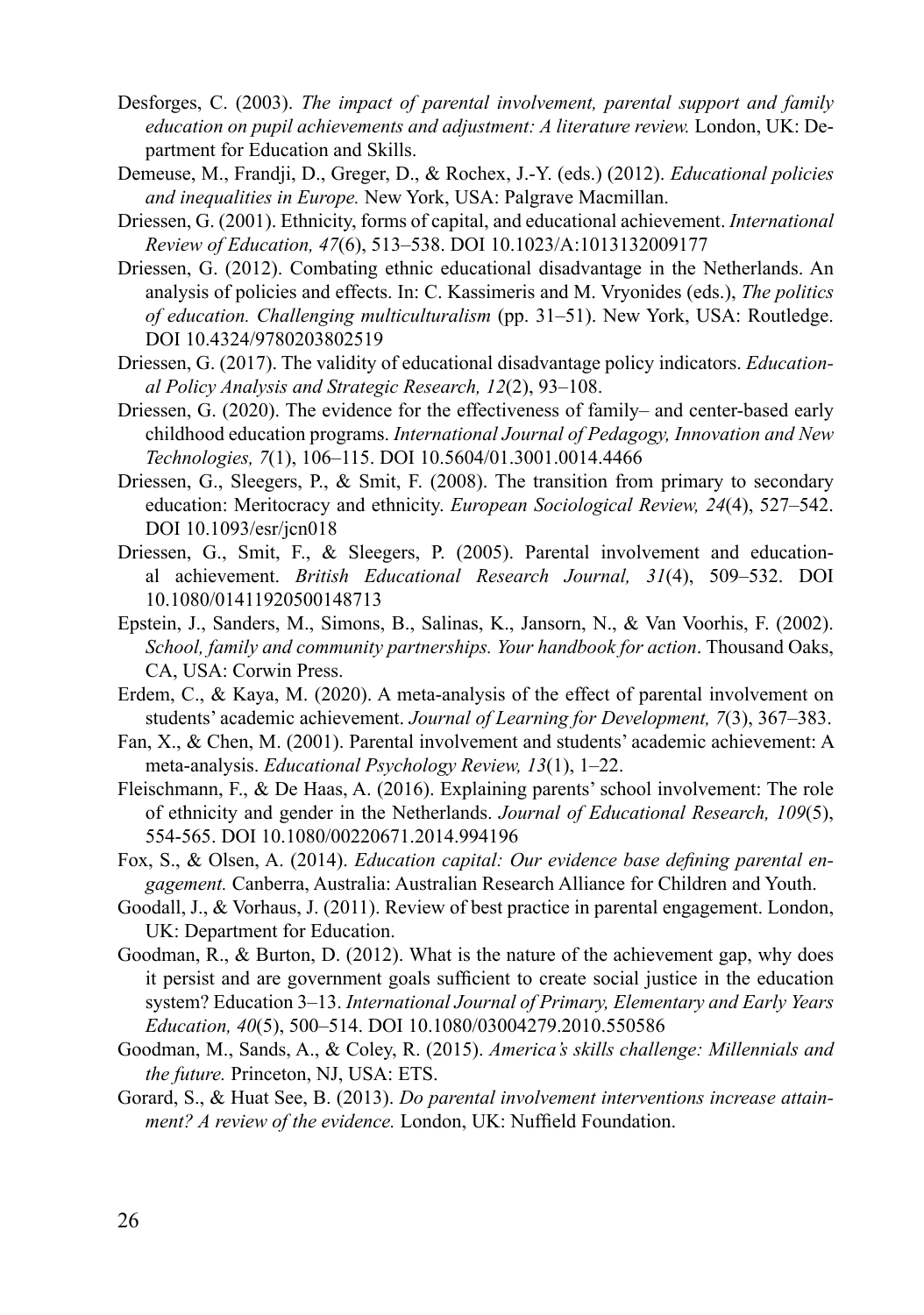Desforges, C. (2003). *The impact of parental involvement, parental support and family education on pupil achievements and adjustment: A literature review.* London, UK: Department for Education and Skills.

Demeuse, M., Frandji, D., Greger, D., & Rochex, J.-Y. (eds.) (2012). *Educational policies and inequalities in Europe.* New York, USA: Palgrave Macmillan.

Driessen, G. (2001). Ethnicity, forms of capital, and educational achievement. *International Review of Education, 47*(6), 513–538. DOI 10.1023/A:1013132009177

Driessen, G. (2012). Combating ethnic educational disadvantage in the Netherlands. An analysis of policies and effects. In: C. Kassimeris and M. Vryonides (eds.), *The politics of education. Challenging multiculturalism* (pp. 31–51). New York, USA: Routledge. DOI 10.4324/9780203802519

Driessen, G. (2017). The validity of educational disadvantage policy indicators. *Educational Policy Analysis and Strategic Research, 12*(2), 93–108.

Driessen, G. (2020). The evidence for the effectiveness of family– and center-based early childhood education programs. *International Journal of Pedagogy, Innovation and New Technologies, 7*(1), 106–115. DOI 10.5604/01.3001.0014.4466

Driessen, G., Sleegers, P., & Smit, F. (2008). The transition from primary to secondary education: Meritocracy and ethnicity. *European Sociological Review, 24*(4), 527–542. DOI 10.1093/esr/jcn018

Driessen, G., Smit, F., & Sleegers, P. (2005). Parental involvement and educational achievement. *British Educational Research Journal, 31*(4), 509–532. DOI 10.1080/01411920500148713

Epstein, J., Sanders, M., Simons, B., Salinas, K., Jansorn, N., & Van Voorhis, F. (2002). *School, family and community partnerships. Your handbook for action*. Thousand Oaks, CA, USA: Corwin Press.

Erdem, C., & Kaya, M. (2020). A meta-analysis of the effect of parental involvement on students' academic achievement. *Journal of Learning for Development, 7*(3), 367–383.

Fan, X., & Chen, M. (2001). Parental involvement and students' academic achievement: A meta-analysis. *Educational Psychology Review, 13*(1), 1–22.

Fleischmann, F., & De Haas, A. (2016). Explaining parents' school involvement: The role of ethnicity and gender in the Netherlands. *Journal of Educational Research, 109*(5), 554-565. DOI 10.1080/00220671.2014.994196

Fox, S., & Olsen, A. (2014). *Education capital: Our evidence base defining parental engagement.* Canberra, Australia: Australian Research Alliance for Children and Youth.

Goodall, J., & Vorhaus, J. (2011). Review of best practice in parental engagement. London, UK: Department for Education.

Goodman, R., & Burton, D. (2012). What is the nature of the achievement gap, why does it persist and are government goals sufficient to create social justice in the education system? Education 3–13. *International Journal of Primary, Elementary and Early Years Education, 40*(5), 500–514. DOI 10.1080/03004279.2010.550586

Goodman, M., Sands, A., & Coley, R. (2015). *America's skills challenge: Millennials and the future.* Princeton, NJ, USA: ETS.

Gorard, S., & Huat See, B. (2013). *Do parental involvement interventions increase attainment? A review of the evidence.* London, UK: Nuffield Foundation.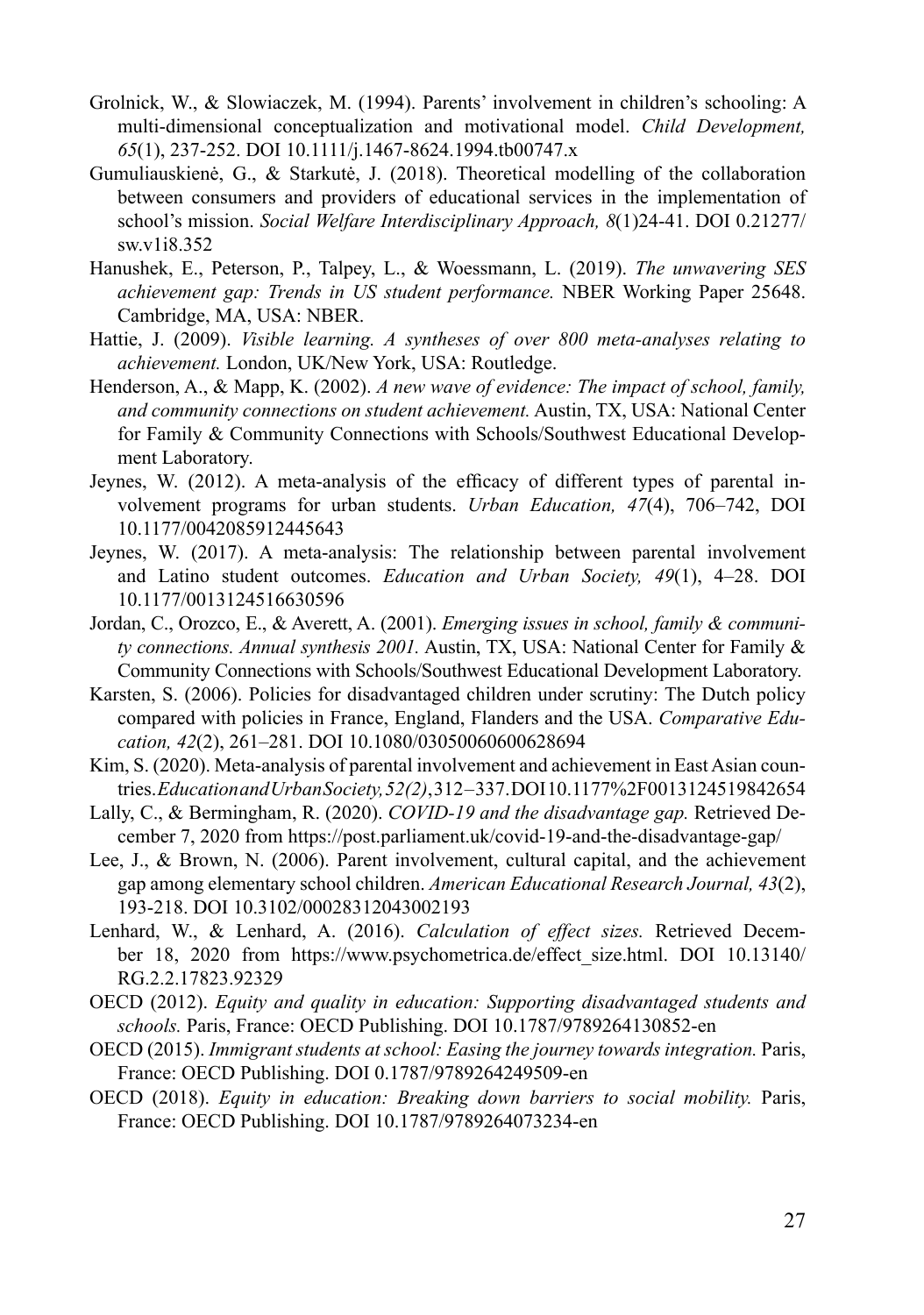Grolnick, W., & Slowiaczek, M. (1994). Parents' involvement in children's schooling: A multi-dimensional conceptualization and motivational model. *Child Development, 65*(1), 237-252. DOI 10.1111/j.1467-8624.1994.tb00747.x

Gumuliauskienė, G., & Starkutė, J. (2018). Theoretical modelling of the collaboration between consumers and providers of educational services in the implementation of school's mission. *Social Welfare Interdisciplinary Approach, 8*(1)24-41. DOI 0.21277/sw.v1i8.352

Hanushek, E., Peterson, P., Talpey, L., & Woessmann, L. (2019). *The unwavering SES achievement gap: Trends in US student performance.* NBER Working Paper 25648. Cambridge, MA, USA: NBER.

Hattie, J. (2009). *Visible learning. A syntheses of over 800 meta-analyses relating to achievement.* London, UK/New York, USA: Routledge.

Henderson, A., & Mapp, K. (2002). *A new wave of evidence: The impact of school, family, and community connections on student achievement.* Austin, TX, USA: National Center for Family & Community Connections with Schools/Southwest Educational Development Laboratory.

Jeynes, W. (2012). A meta-analysis of the efficacy of different types of parental involvement programs for urban students. *Urban Education, 47*(4), 706–742, DOI 10.1177/0042085912445643

Jeynes, W. (2017). A meta-analysis: The relationship between parental involvement and Latino student outcomes. *Education and Urban Society, 49*(1), 4–28. DOI 10.1177/0013124516630596

Jordan, C., Orozco, E., & Averett, A. (2001). *Emerging issues in school, family & community connections. Annual synthesis 2001.* Austin, TX, USA: National Center for Family & Community Connections with Schools/Southwest Educational Development Laboratory.

Karsten, S. (2006). Policies for disadvantaged children under scrutiny: The Dutch policy compared with policies in France, England, Flanders and the USA. *Comparative Education, 42*(2), 261–281. DOI 10.1080/03050060600628694

Kim, S. (2020). Meta-analysis of parental involvement and achievement in East Asian countries. *Education and Urban Society, 52(2)*, 312–337. DOI 10.1177%2F0013124519842654

Lally, C., & Bermingham, R. (2020). *COVID-19 and the disadvantage gap.* Retrieved December 7, 2020 from https://post.parliament.uk/covid-19-and-the-disadvantage-gap/

Lee, J., & Brown, N. (2006). Parent involvement, cultural capital, and the achievement gap among elementary school children. *American Educational Research Journal, 43*(2), 193-218. DOI 10.3102/00028312043002193

Lenhard, W., & Lenhard, A. (2016). *Calculation of effect sizes.* Retrieved December 18, 2020 from https://www.psychometrica.de/effect_size.html. DOI 10.13140/RG.2.2.17823.92329

OECD (2012). *Equity and quality in education: Supporting disadvantaged students and schools.* Paris, France: OECD Publishing. DOI 10.1787/9789264130852-en

OECD (2015). *Immigrant students at school: Easing the journey towards integration.* Paris, France: OECD Publishing. DOI 0.1787/9789264249509-en

OECD (2018). *Equity in education: Breaking down barriers to social mobility.* Paris, France: OECD Publishing. DOI 10.1787/9789264073234-en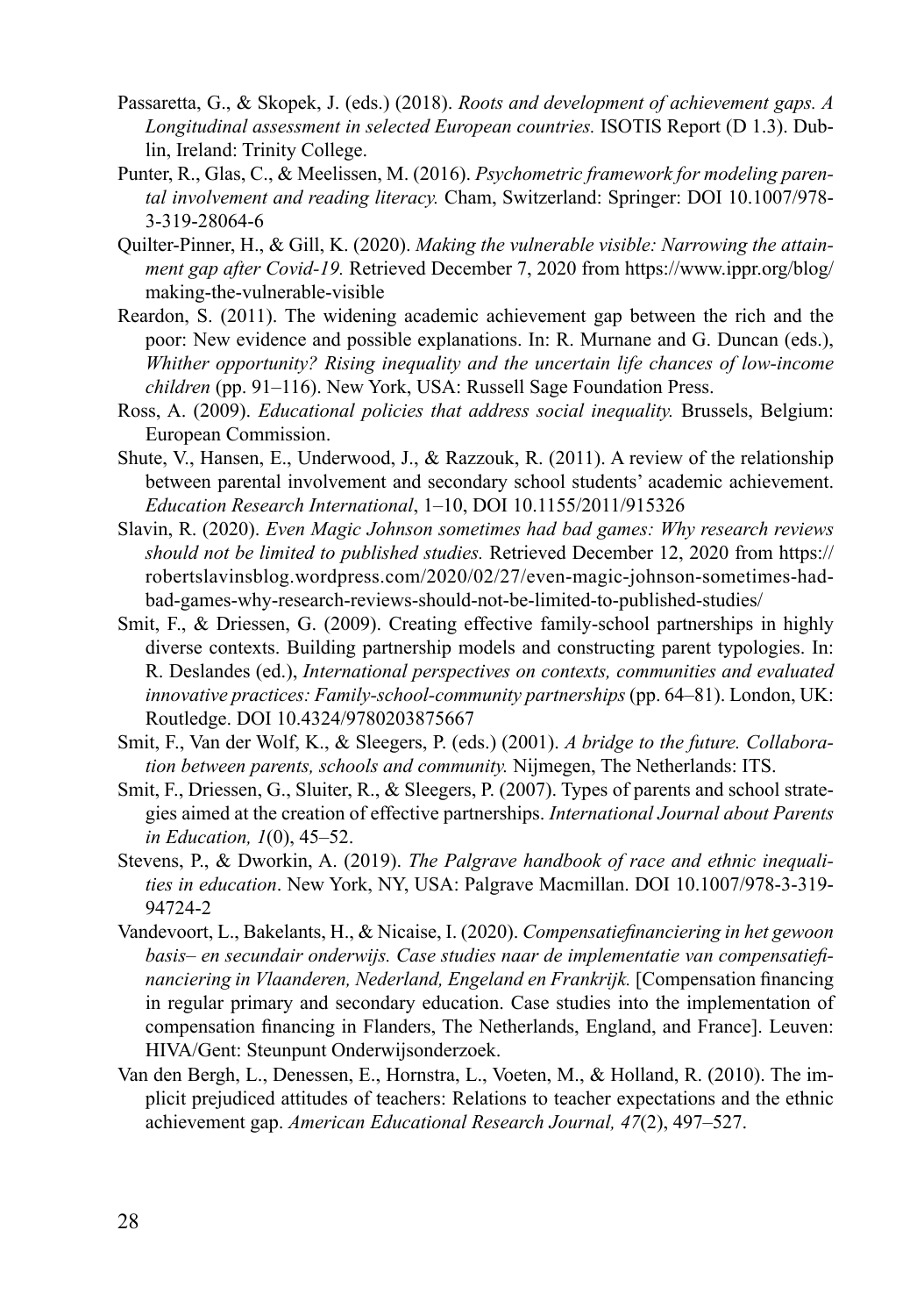Passaretta, G., & Skopek, J. (eds.) (2018). *Roots and development of achievement gaps. A Longitudinal assessment in selected European countries.* ISOTIS Report (D 1.3). Dublin, Ireland: Trinity College.

Punter, R., Glas, C., & Meelissen, M. (2016). *Psychometric framework for modeling parental involvement and reading literacy.* Cham, Switzerland: Springer: DOI 10.1007/978-3-319-28064-6

Quilter-Pinner, H., & Gill, K. (2020). *Making the vulnerable visible: Narrowing the attainment gap after Covid-19.* Retrieved December 7, 2020 from https://www.ippr.org/blog/making-the-vulnerable-visible

Reardon, S. (2011). The widening academic achievement gap between the rich and the poor: New evidence and possible explanations. In: R. Murnane and G. Duncan (eds.), *Whither opportunity? Rising inequality and the uncertain life chances of low-income children* (pp. 91–116). New York, USA: Russell Sage Foundation Press.

Ross, A. (2009). *Educational policies that address social inequality.* Brussels, Belgium: European Commission.

Shute, V., Hansen, E., Underwood, J., & Razzouk, R. (2011). A review of the relationship between parental involvement and secondary school students' academic achievement. *Education Research International*, 1–10, DOI 10.1155/2011/915326

Slavin, R. (2020). *Even Magic Johnson sometimes had bad games: Why research reviews should not be limited to published studies.* Retrieved December 12, 2020 from https://robertslavinsblog.wordpress.com/2020/02/27/even-magic-johnson-sometimes-had-bad-games-why-research-reviews-should-not-be-limited-to-published-studies/

Smit, F., & Driessen, G. (2009). Creating effective family-school partnerships in highly diverse contexts. Building partnership models and constructing parent typologies. In: R. Deslandes (ed.), *International perspectives on contexts, communities and evaluated innovative practices: Family-school-community partnerships* (pp. 64–81). London, UK: Routledge. DOI 10.4324/9780203875667

Smit, F., Van der Wolf, K., & Sleegers, P. (eds.) (2001). *A bridge to the future. Collaboration between parents, schools and community.* Nijmegen, The Netherlands: ITS.

Smit, F., Driessen, G., Sluiter, R., & Sleegers, P. (2007). Types of parents and school strategies aimed at the creation of effective partnerships. *International Journal about Parents in Education, 1*(0), 45–52.

Stevens, P., & Dworkin, A. (2019). *The Palgrave handbook of race and ethnic inequalities in education*. New York, NY, USA: Palgrave Macmillan. DOI 10.1007/978-3-319-94724-2

Vandevoort, L., Bakelants, H., & Nicaise, I. (2020). *Compensatiefinanciering in het gewoon basis– en secundair onderwijs. Case studies naar de implementatie van compensatiefinanciering in Vlaanderen, Nederland, Engeland en Frankrijk.* [Compensation financing in regular primary and secondary education. Case studies into the implementation of compensation financing in Flanders, The Netherlands, England, and France]. Leuven: HIVA/Gent: Steunpunt Onderwijsonderzoek.

Van den Bergh, L., Denessen, E., Hornstra, L., Voeten, M., & Holland, R. (2010). The implicit prejudiced attitudes of teachers: Relations to teacher expectations and the ethnic achievement gap. *American Educational Research Journal, 47*(2), 497–527.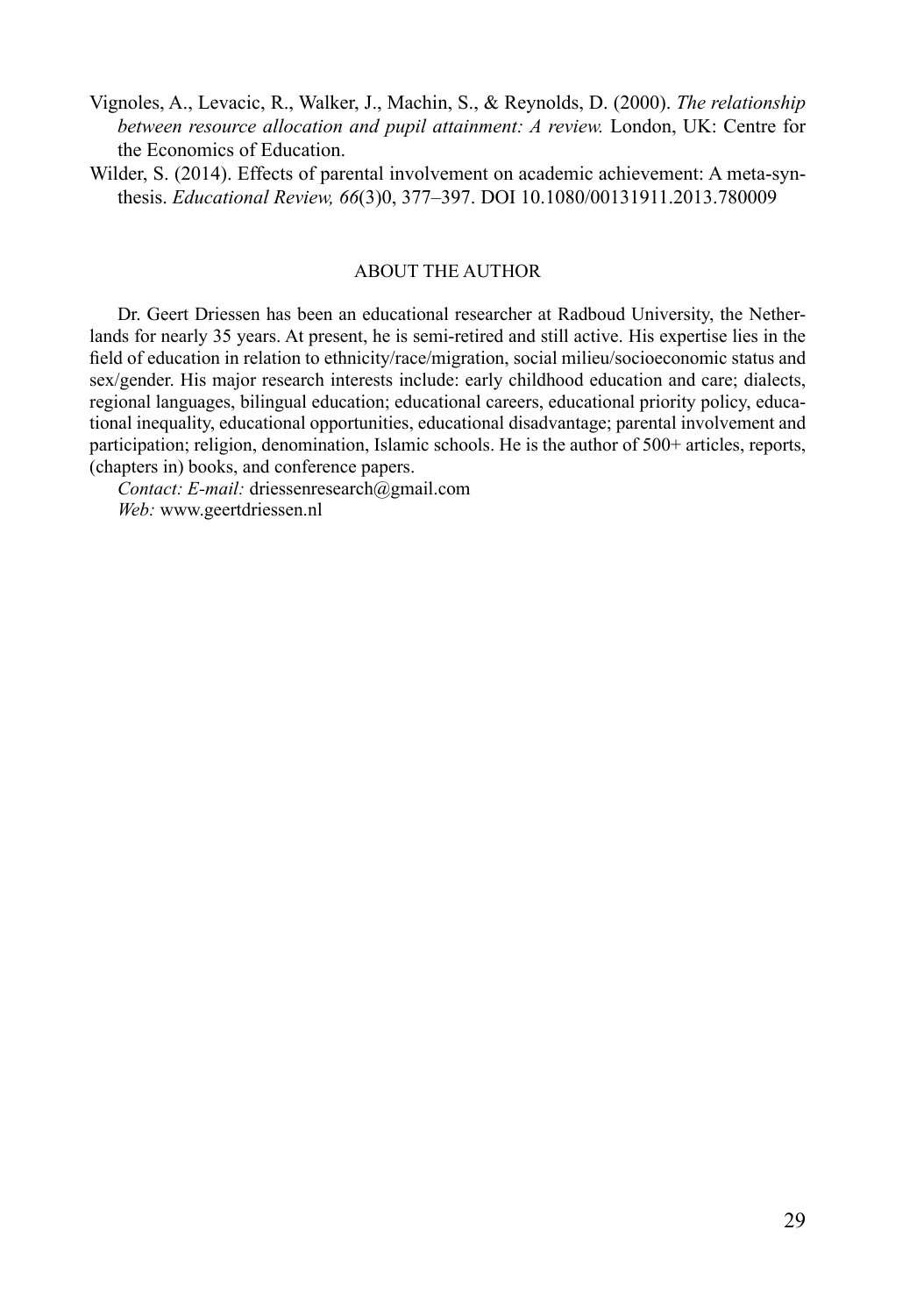Vignoles, A., Levacic, R., Walker, J., Machin, S., & Reynolds, D. (2000). *The relationship between resource allocation and pupil attainment: A review.* London, UK: Centre for the Economics of Education.

Wilder, S. (2014). Effects of parental involvement on academic achievement: A meta-synthesis. *Educational Review, 66*(3)0, 377–397. DOI 10.1080/00131911.2013.780009

## ABOUT THE AUTHOR

Dr. Geert Driessen has been an educational researcher at Radboud University, the Netherlands for nearly 35 years. At present, he is semi-retired and still active. His expertise lies in the field of education in relation to ethnicity/race/migration, social milieu/socioeconomic status and sex/gender. His major research interests include: early childhood education and care; dialects, regional languages, bilingual education; educational careers, educational priority policy, educational inequality, educational opportunities, educational disadvantage; parental involvement and participation; religion, denomination, Islamic schools. He is the author of 500+ articles, reports, (chapters in) books, and conference papers.

*Contact: E-mail:* driessenresearch@gmail.com
*Web:* www.geertdriessen.nl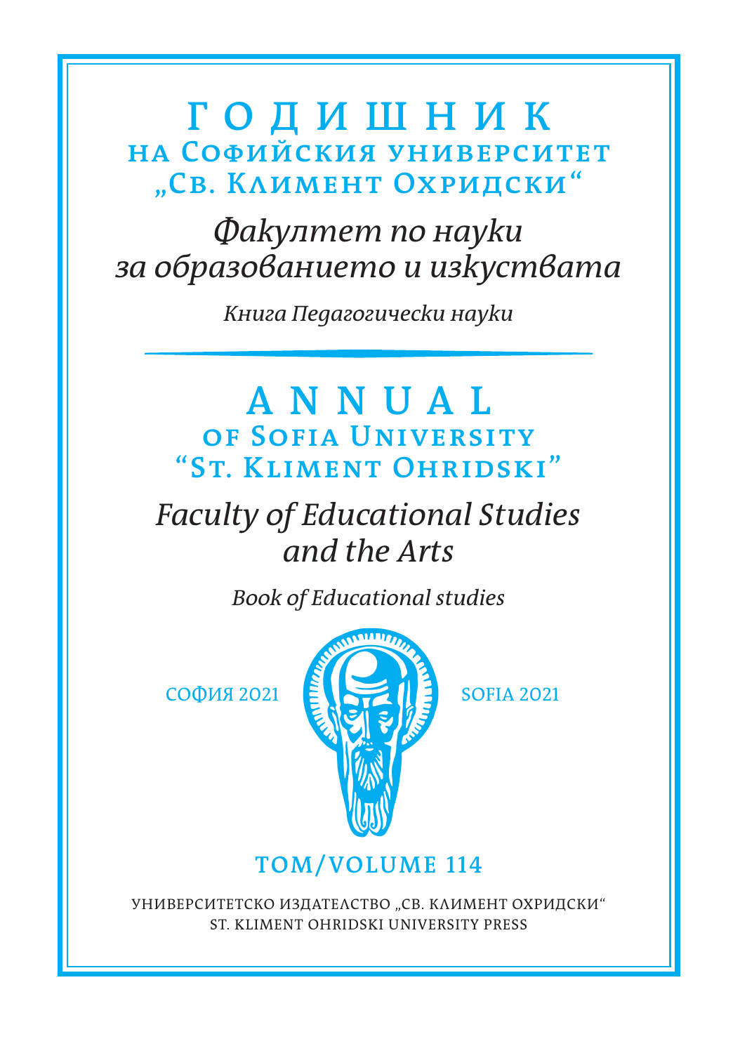# Г О Д И Ш Н И К
## на Софийския университет „Св. Климент Охридски“

*Факултет по науки за образованието и изкуствата*

*Книга Педагогически науки*

# A N N U A L
## of Sofia University “St. Kliment Ohridski”

*Faculty of Educational Studies and the Arts*

*Book of Educational studies*

СОФИЯ 2021 SOFIA 2021

TOM/VOLUME 114

УНИВЕРСИТЕТСКО ИЗДАТЕЛСТВО „СВ. КЛИМЕНТ ОХРИДСКИ“
ST. KLIMENT OHRIDSKI UNIVERSITY PRESS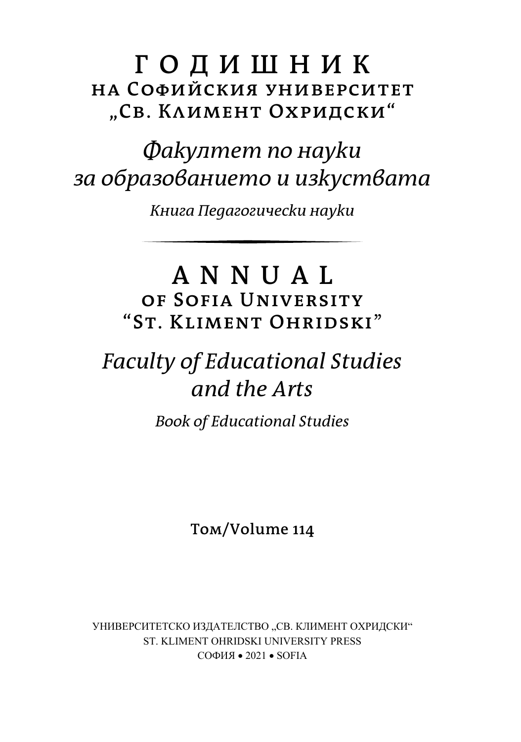# ГОДИШНИК
## НА СОФИЙСКИЯ УНИВЕРСИТЕТ „СВ. КЛИМЕНТ ОХРИДСКИ"

### *Факултет по науки за образованието и изкуствата*

*Книга Педагогически науки*

---

# ANNUAL
## OF SOFIA UNIVERSITY "ST. KLIMENT OHRIDSKI"

### *Faculty of Educational Studies and the Arts*

*Book of Educational Studies*

Том/Volume 114

УНИВЕРСИТЕТСКО ИЗДАТЕЛСТВО „СВ. КЛИМЕНТ ОХРИДСКИ"
ST. KLIMENT OHRIDSKI UNIVERSITY PRESS
СОФИЯ • 2021 • SOFIA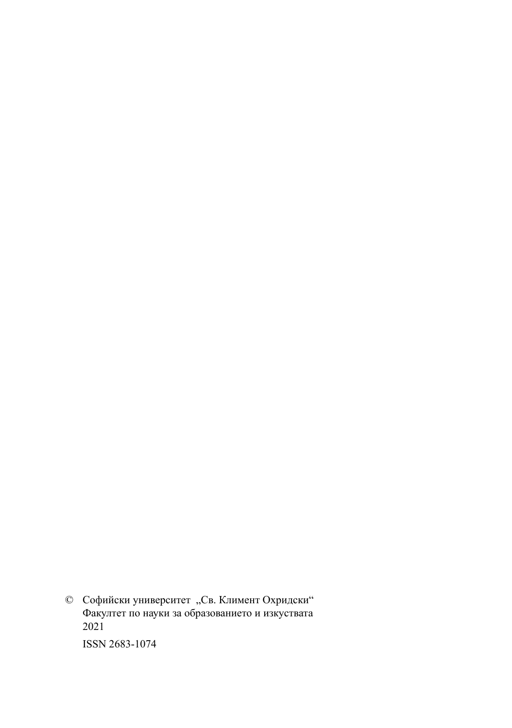© Софийски университет „Св. Климент Охридски“
Факултет по науки за образованието и изкуствата
2021

ISSN 2683-1074